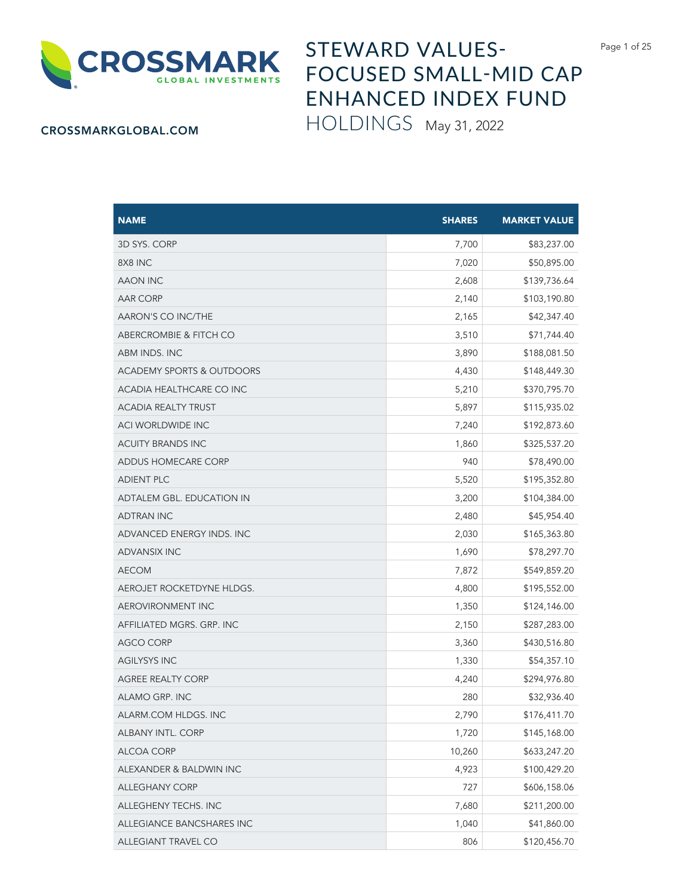# STEWARD VALUES-FOCUSED SMALL-MID CAP ENHANCED INDEX FUND

## HOLDINGS May 31, 2022

CROSSMARKGLOBAL.COM

| NAME | SHARES | MARKET VALUE |
|---|---|---|
| 3D SYS. CORP | 7,700 | $83,237.00 |
| 8X8 INC | 7,020 | $50,895.00 |
| AAON INC | 2,608 | $139,736.64 |
| AAR CORP | 2,140 | $103,190.80 |
| AARON'S CO INC/THE | 2,165 | $42,347.40 |
| ABERCROMBIE & FITCH CO | 3,510 | $71,744.40 |
| ABM INDS. INC | 3,890 | $188,081.50 |
| ACADEMY SPORTS & OUTDOORS | 4,430 | $148,449.30 |
| ACADIA HEALTHCARE CO INC | 5,210 | $370,795.70 |
| ACADIA REALTY TRUST | 5,897 | $115,935.02 |
| ACI WORLDWIDE INC | 7,240 | $192,873.60 |
| ACUITY BRANDS INC | 1,860 | $325,537.20 |
| ADDUS HOMECARE CORP | 940 | $78,490.00 |
| ADIENT PLC | 5,520 | $195,352.80 |
| ADTALEM GBL. EDUCATION IN | 3,200 | $104,384.00 |
| ADTRAN INC | 2,480 | $45,954.40 |
| ADVANCED ENERGY INDS. INC | 2,030 | $165,363.80 |
| ADVANSIX INC | 1,690 | $78,297.70 |
| AECOM | 7,872 | $549,859.20 |
| AEROJET ROCKETDYNE HLDGS. | 4,800 | $195,552.00 |
| AEROVIRONMENT INC | 1,350 | $124,146.00 |
| AFFILIATED MGRS. GRP. INC | 2,150 | $287,283.00 |
| AGCO CORP | 3,360 | $430,516.80 |
| AGILYSYS INC | 1,330 | $54,357.10 |
| AGREE REALTY CORP | 4,240 | $294,976.80 |
| ALAMO GRP. INC | 280 | $32,936.40 |
| ALARM.COM HLDGS. INC | 2,790 | $176,411.70 |
| ALBANY INTL. CORP | 1,720 | $145,168.00 |
| ALCOA CORP | 10,260 | $633,247.20 |
| ALEXANDER & BALDWIN INC | 4,923 | $100,429.20 |
| ALLEGHANY CORP | 727 | $606,158.06 |
| ALLEGHENY TECHS. INC | 7,680 | $211,200.00 |
| ALLEGIANCE BANCSHARES INC | 1,040 | $41,860.00 |
| ALLEGIANT TRAVEL CO | 806 | $120,456.70 |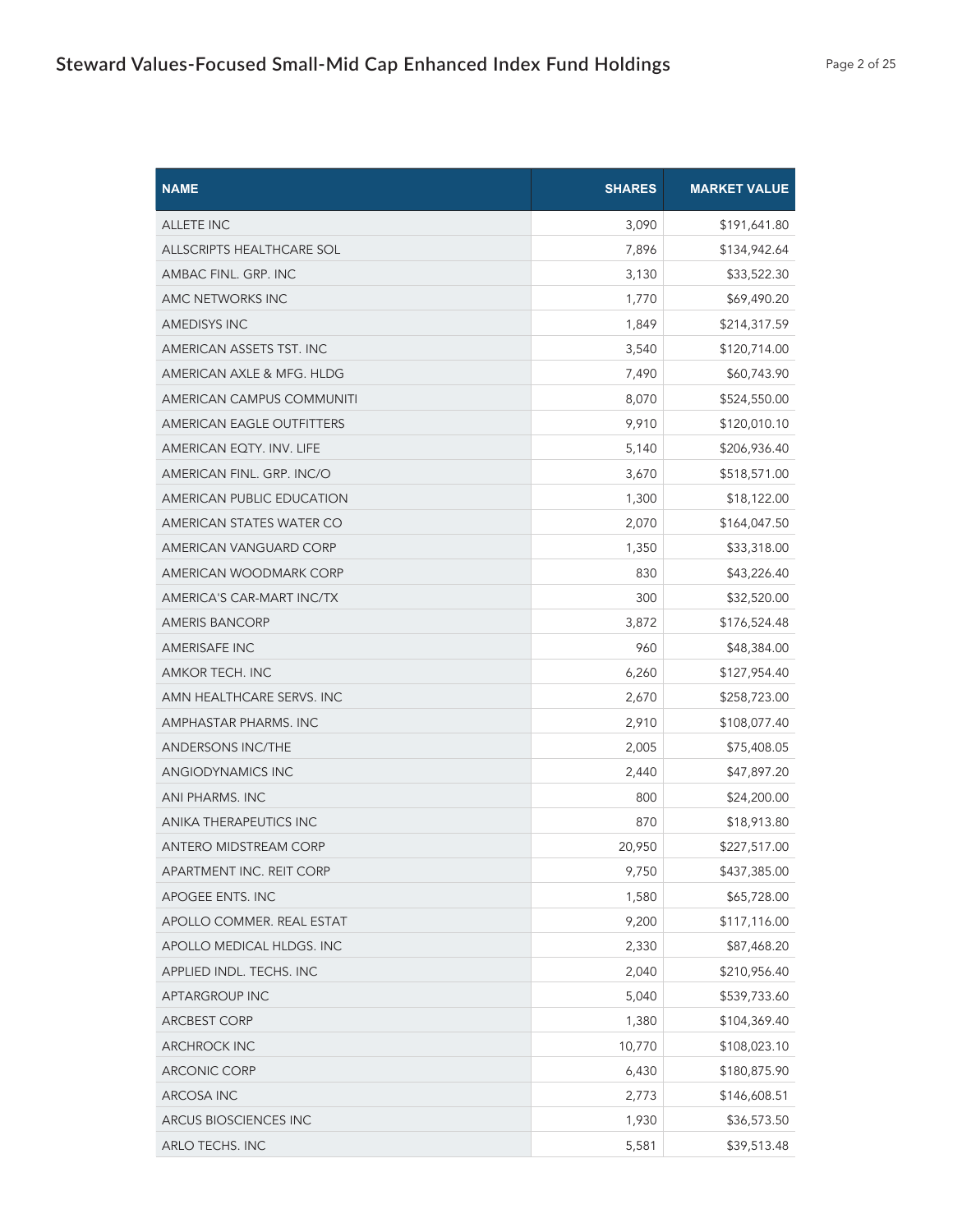| NAME | SHARES | MARKET VALUE |
| --- | --- | --- |
| ALLETE INC | 3,090 | $191,641.80 |
| ALLSCRIPTS HEALTHCARE SOL | 7,896 | $134,942.64 |
| AMBAC FINL. GRP. INC | 3,130 | $33,522.30 |
| AMC NETWORKS INC | 1,770 | $69,490.20 |
| AMEDISYS INC | 1,849 | $214,317.59 |
| AMERICAN ASSETS TST. INC | 3,540 | $120,714.00 |
| AMERICAN AXLE & MFG. HLDG | 7,490 | $60,743.90 |
| AMERICAN CAMPUS COMMUNITI | 8,070 | $524,550.00 |
| AMERICAN EAGLE OUTFITTERS | 9,910 | $120,010.10 |
| AMERICAN EQTY. INV. LIFE | 5,140 | $206,936.40 |
| AMERICAN FINL. GRP. INC/O | 3,670 | $518,571.00 |
| AMERICAN PUBLIC EDUCATION | 1,300 | $18,122.00 |
| AMERICAN STATES WATER CO | 2,070 | $164,047.50 |
| AMERICAN VANGUARD CORP | 1,350 | $33,318.00 |
| AMERICAN WOODMARK CORP | 830 | $43,226.40 |
| AMERICA'S CAR-MART INC/TX | 300 | $32,520.00 |
| AMERIS BANCORP | 3,872 | $176,524.48 |
| AMERISAFE INC | 960 | $48,384.00 |
| AMKOR TECH. INC | 6,260 | $127,954.40 |
| AMN HEALTHCARE SERVS. INC | 2,670 | $258,723.00 |
| AMPHASTAR PHARMS. INC | 2,910 | $108,077.40 |
| ANDERSONS INC/THE | 2,005 | $75,408.05 |
| ANGIODYNAMICS INC | 2,440 | $47,897.20 |
| ANI PHARMS. INC | 800 | $24,200.00 |
| ANIKA THERAPEUTICS INC | 870 | $18,913.80 |
| ANTERO MIDSTREAM CORP | 20,950 | $227,517.00 |
| APARTMENT INC. REIT CORP | 9,750 | $437,385.00 |
| APOGEE ENTS. INC | 1,580 | $65,728.00 |
| APOLLO COMMER. REAL ESTAT | 9,200 | $117,116.00 |
| APOLLO MEDICAL HLDGS. INC | 2,330 | $87,468.20 |
| APPLIED INDL. TECHS. INC | 2,040 | $210,956.40 |
| APTARGROUP INC | 5,040 | $539,733.60 |
| ARCBEST CORP | 1,380 | $104,369.40 |
| ARCHROCK INC | 10,770 | $108,023.10 |
| ARCONIC CORP | 6,430 | $180,875.90 |
| ARCOSA INC | 2,773 | $146,608.51 |
| ARCUS BIOSCIENCES INC | 1,930 | $36,573.50 |
| ARLO TECHS. INC | 5,581 | $39,513.48 |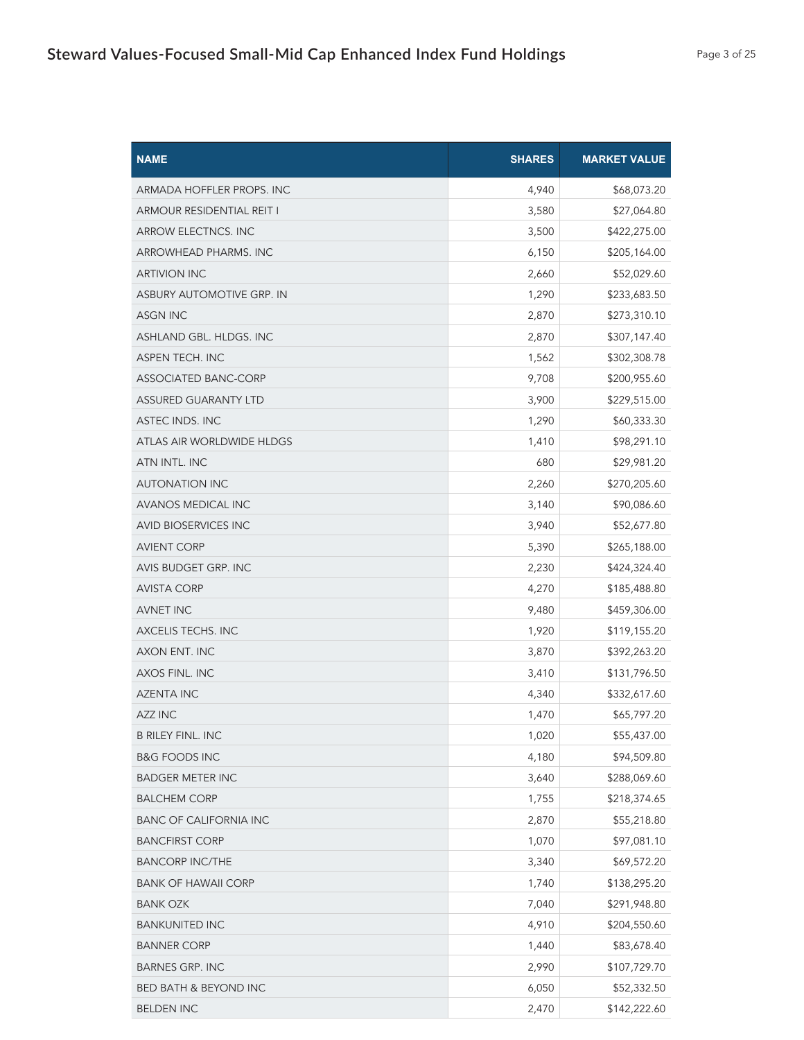| NAME | SHARES | MARKET VALUE |
| --- | ---: | ---: |
| ARMADA HOFFLER PROPS. INC | 4,940 | $68,073.20 |
| ARMOUR RESIDENTIAL REIT I | 3,580 | $27,064.80 |
| ARROW ELECTNCS. INC | 3,500 | $422,275.00 |
| ARROWHEAD PHARMS. INC | 6,150 | $205,164.00 |
| ARTIVION INC | 2,660 | $52,029.60 |
| ASBURY AUTOMOTIVE GRP. IN | 1,290 | $233,683.50 |
| ASGN INC | 2,870 | $273,310.10 |
| ASHLAND GBL. HLDGS. INC | 2,870 | $307,147.40 |
| ASPEN TECH. INC | 1,562 | $302,308.78 |
| ASSOCIATED BANC-CORP | 9,708 | $200,955.60 |
| ASSURED GUARANTY LTD | 3,900 | $229,515.00 |
| ASTEC INDS. INC | 1,290 | $60,333.30 |
| ATLAS AIR WORLDWIDE HLDGS | 1,410 | $98,291.10 |
| ATN INTL. INC | 680 | $29,981.20 |
| AUTONATION INC | 2,260 | $270,205.60 |
| AVANOS MEDICAL INC | 3,140 | $90,086.60 |
| AVID BIOSERVICES INC | 3,940 | $52,677.80 |
| AVIENT CORP | 5,390 | $265,188.00 |
| AVIS BUDGET GRP. INC | 2,230 | $424,324.40 |
| AVISTA CORP | 4,270 | $185,488.80 |
| AVNET INC | 9,480 | $459,306.00 |
| AXCELIS TECHS. INC | 1,920 | $119,155.20 |
| AXON ENT. INC | 3,870 | $392,263.20 |
| AXOS FINL. INC | 3,410 | $131,796.50 |
| AZENTA INC | 4,340 | $332,617.60 |
| AZZ INC | 1,470 | $65,797.20 |
| B RILEY FINL. INC | 1,020 | $55,437.00 |
| B&G FOODS INC | 4,180 | $94,509.80 |
| BADGER METER INC | 3,640 | $288,069.60 |
| BALCHEM CORP | 1,755 | $218,374.65 |
| BANC OF CALIFORNIA INC | 2,870 | $55,218.80 |
| BANCFIRST CORP | 1,070 | $97,081.10 |
| BANCORP INC/THE | 3,340 | $69,572.20 |
| BANK OF HAWAII CORP | 1,740 | $138,295.20 |
| BANK OZK | 7,040 | $291,948.80 |
| BANKUNITED INC | 4,910 | $204,550.60 |
| BANNER CORP | 1,440 | $83,678.40 |
| BARNES GRP. INC | 2,990 | $107,729.70 |
| BED BATH & BEYOND INC | 6,050 | $52,332.50 |
| BELDEN INC | 2,470 | $142,222.60 |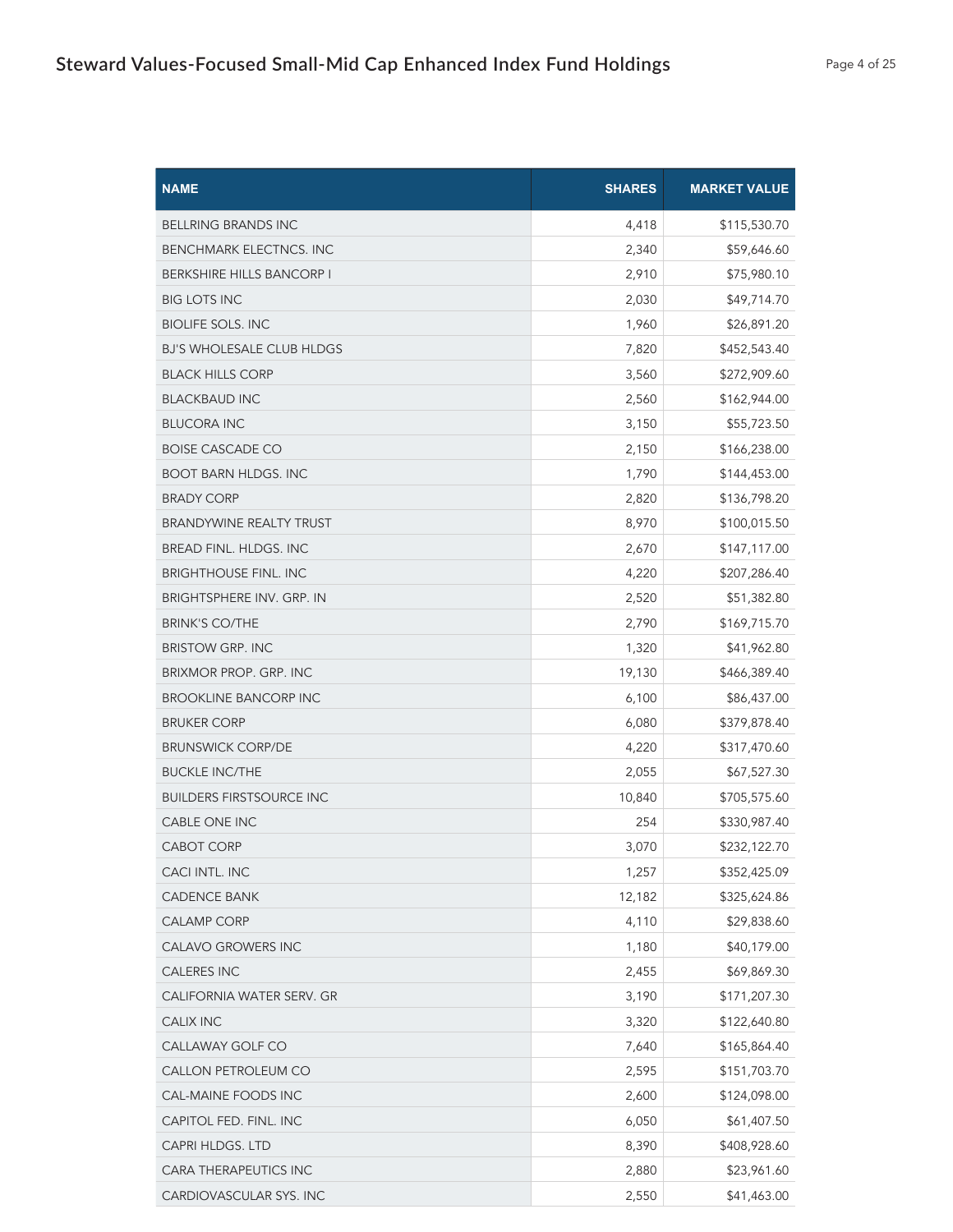| NAME | SHARES | MARKET VALUE |
| --- | --- | --- |
| BELLRING BRANDS INC | 4,418 | $115,530.70 |
| BENCHMARK ELECTNCS. INC | 2,340 | $59,646.60 |
| BERKSHIRE HILLS BANCORP I | 2,910 | $75,980.10 |
| BIG LOTS INC | 2,030 | $49,714.70 |
| BIOLIFE SOLS. INC | 1,960 | $26,891.20 |
| BJ'S WHOLESALE CLUB HLDGS | 7,820 | $452,543.40 |
| BLACK HILLS CORP | 3,560 | $272,909.60 |
| BLACKBAUD INC | 2,560 | $162,944.00 |
| BLUCORA INC | 3,150 | $55,723.50 |
| BOISE CASCADE CO | 2,150 | $166,238.00 |
| BOOT BARN HLDGS. INC | 1,790 | $144,453.00 |
| BRADY CORP | 2,820 | $136,798.20 |
| BRANDYWINE REALTY TRUST | 8,970 | $100,015.50 |
| BREAD FINL. HLDGS. INC | 2,670 | $147,117.00 |
| BRIGHTHOUSE FINL. INC | 4,220 | $207,286.40 |
| BRIGHTSPHERE INV. GRP. IN | 2,520 | $51,382.80 |
| BRINK'S CO/THE | 2,790 | $169,715.70 |
| BRISTOW GRP. INC | 1,320 | $41,962.80 |
| BRIXMOR PROP. GRP. INC | 19,130 | $466,389.40 |
| BROOKLINE BANCORP INC | 6,100 | $86,437.00 |
| BRUKER CORP | 6,080 | $379,878.40 |
| BRUNSWICK CORP/DE | 4,220 | $317,470.60 |
| BUCKLE INC/THE | 2,055 | $67,527.30 |
| BUILDERS FIRSTSOURCE INC | 10,840 | $705,575.60 |
| CABLE ONE INC | 254 | $330,987.40 |
| CABOT CORP | 3,070 | $232,122.70 |
| CACI INTL. INC | 1,257 | $352,425.09 |
| CADENCE BANK | 12,182 | $325,624.86 |
| CALAMP CORP | 4,110 | $29,838.60 |
| CALAVO GROWERS INC | 1,180 | $40,179.00 |
| CALERES INC | 2,455 | $69,869.30 |
| CALIFORNIA WATER SERV. GR | 3,190 | $171,207.30 |
| CALIX INC | 3,320 | $122,640.80 |
| CALLAWAY GOLF CO | 7,640 | $165,864.40 |
| CALLON PETROLEUM CO | 2,595 | $151,703.70 |
| CAL-MAINE FOODS INC | 2,600 | $124,098.00 |
| CAPITOL FED. FINL. INC | 6,050 | $61,407.50 |
| CAPRI HLDGS. LTD | 8,390 | $408,928.60 |
| CARA THERAPEUTICS INC | 2,880 | $23,961.60 |
| CARDIOVASCULAR SYS. INC | 2,550 | $41,463.00 |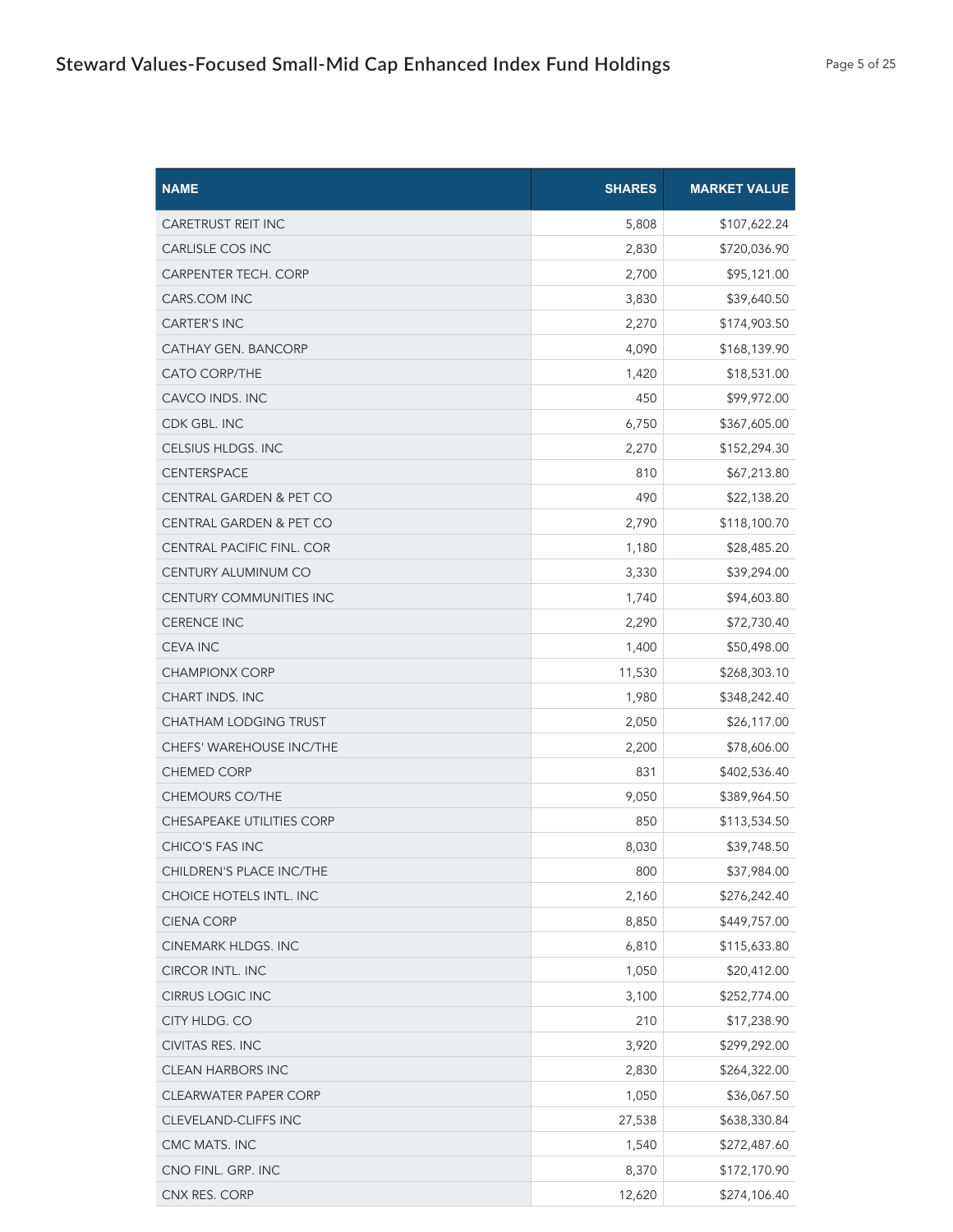| NAME | SHARES | MARKET VALUE |
|---|---:|---:|
| CARETRUST REIT INC | 5,808 | $107,622.24 |
| CARLISLE COS INC | 2,830 | $720,036.90 |
| CARPENTER TECH. CORP | 2,700 | $95,121.00 |
| CARS.COM INC | 3,830 | $39,640.50 |
| CARTER'S INC | 2,270 | $174,903.50 |
| CATHAY GEN. BANCORP | 4,090 | $168,139.90 |
| CATO CORP/THE | 1,420 | $18,531.00 |
| CAVCO INDS. INC | 450 | $99,972.00 |
| CDK GBL. INC | 6,750 | $367,605.00 |
| CELSIUS HLDGS. INC | 2,270 | $152,294.30 |
| CENTERSPACE | 810 | $67,213.80 |
| CENTRAL GARDEN & PET CO | 490 | $22,138.20 |
| CENTRAL GARDEN & PET CO | 2,790 | $118,100.70 |
| CENTRAL PACIFIC FINL. COR | 1,180 | $28,485.20 |
| CENTURY ALUMINUM CO | 3,330 | $39,294.00 |
| CENTURY COMMUNITIES INC | 1,740 | $94,603.80 |
| CERENCE INC | 2,290 | $72,730.40 |
| CEVA INC | 1,400 | $50,498.00 |
| CHAMPIONX CORP | 11,530 | $268,303.10 |
| CHART INDS. INC | 1,980 | $348,242.40 |
| CHATHAM LODGING TRUST | 2,050 | $26,117.00 |
| CHEFS' WAREHOUSE INC/THE | 2,200 | $78,606.00 |
| CHEMED CORP | 831 | $402,536.40 |
| CHEMOURS CO/THE | 9,050 | $389,964.50 |
| CHESAPEAKE UTILITIES CORP | 850 | $113,534.50 |
| CHICO'S FAS INC | 8,030 | $39,748.50 |
| CHILDREN'S PLACE INC/THE | 800 | $37,984.00 |
| CHOICE HOTELS INTL. INC | 2,160 | $276,242.40 |
| CIENA CORP | 8,850 | $449,757.00 |
| CINEMARK HLDGS. INC | 6,810 | $115,633.80 |
| CIRCOR INTL. INC | 1,050 | $20,412.00 |
| CIRRUS LOGIC INC | 3,100 | $252,774.00 |
| CITY HLDG. CO | 210 | $17,238.90 |
| CIVITAS RES. INC | 3,920 | $299,292.00 |
| CLEAN HARBORS INC | 2,830 | $264,322.00 |
| CLEARWATER PAPER CORP | 1,050 | $36,067.50 |
| CLEVELAND-CLIFFS INC | 27,538 | $638,330.84 |
| CMC MATS. INC | 1,540 | $272,487.60 |
| CNO FINL. GRP. INC | 8,370 | $172,170.90 |
| CNX RES. CORP | 12,620 | $274,106.40 |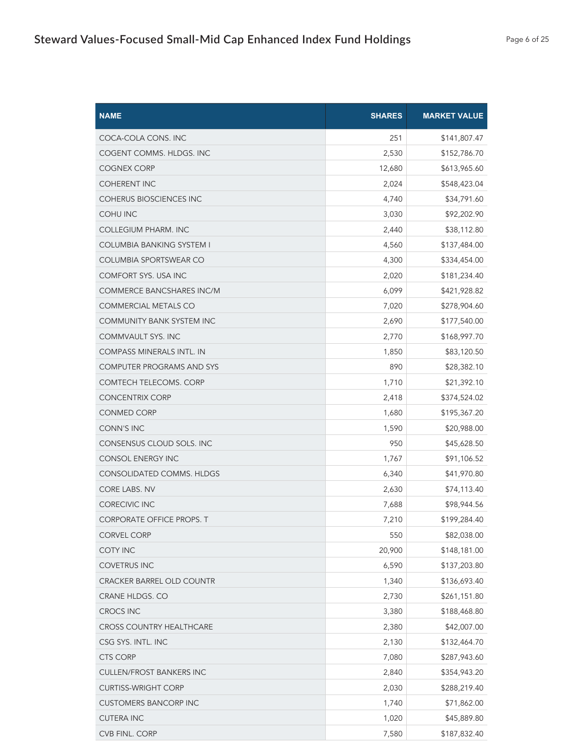| NAME | SHARES | MARKET VALUE |
| --- | ---: | ---: |
| COCA-COLA CONS. INC | 251 | $141,807.47 |
| COGENT COMMS. HLDGS. INC | 2,530 | $152,786.70 |
| COGNEX CORP | 12,680 | $613,965.60 |
| COHERENT INC | 2,024 | $548,423.04 |
| COHERUS BIOSCIENCES INC | 4,740 | $34,791.60 |
| COHU INC | 3,030 | $92,202.90 |
| COLLEGIUM PHARM. INC | 2,440 | $38,112.80 |
| COLUMBIA BANKING SYSTEM I | 4,560 | $137,484.00 |
| COLUMBIA SPORTSWEAR CO | 4,300 | $334,454.00 |
| COMFORT SYS. USA INC | 2,020 | $181,234.40 |
| COMMERCE BANCSHARES INC/M | 6,099 | $421,928.82 |
| COMMERCIAL METALS CO | 7,020 | $278,904.60 |
| COMMUNITY BANK SYSTEM INC | 2,690 | $177,540.00 |
| COMMVAULT SYS. INC | 2,770 | $168,997.70 |
| COMPASS MINERALS INTL. IN | 1,850 | $83,120.50 |
| COMPUTER PROGRAMS AND SYS | 890 | $28,382.10 |
| COMTECH TELECOMS. CORP | 1,710 | $21,392.10 |
| CONCENTRIX CORP | 2,418 | $374,524.02 |
| CONMED CORP | 1,680 | $195,367.20 |
| CONN'S INC | 1,590 | $20,988.00 |
| CONSENSUS CLOUD SOLS. INC | 950 | $45,628.50 |
| CONSOL ENERGY INC | 1,767 | $91,106.52 |
| CONSOLIDATED COMMS. HLDGS | 6,340 | $41,970.80 |
| CORE LABS. NV | 2,630 | $74,113.40 |
| CORECIVIC INC | 7,688 | $98,944.56 |
| CORPORATE OFFICE PROPS. T | 7,210 | $199,284.40 |
| CORVEL CORP | 550 | $82,038.00 |
| COTY INC | 20,900 | $148,181.00 |
| COVETRUS INC | 6,590 | $137,203.80 |
| CRACKER BARREL OLD COUNTR | 1,340 | $136,693.40 |
| CRANE HLDGS. CO | 2,730 | $261,151.80 |
| CROCS INC | 3,380 | $188,468.80 |
| CROSS COUNTRY HEALTHCARE | 2,380 | $42,007.00 |
| CSG SYS. INTL. INC | 2,130 | $132,464.70 |
| CTS CORP | 7,080 | $287,943.60 |
| CULLEN/FROST BANKERS INC | 2,840 | $354,943.20 |
| CURTISS-WRIGHT CORP | 2,030 | $288,219.40 |
| CUSTOMERS BANCORP INC | 1,740 | $71,862.00 |
| CUTERA INC | 1,020 | $45,889.80 |
| CVB FINL. CORP | 7,580 | $187,832.40 |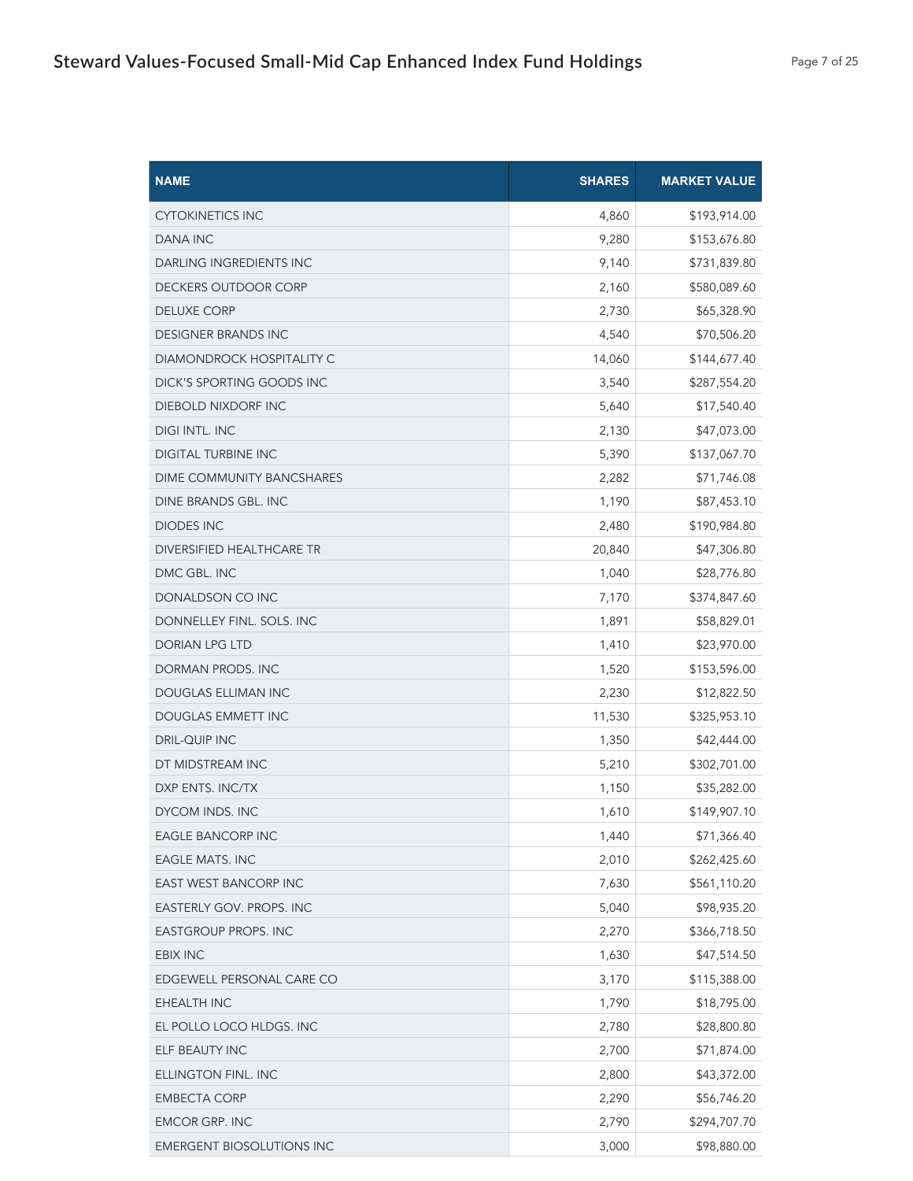| NAME | SHARES | MARKET VALUE |
|---|---|---|
| CYTOKINETICS INC | 4,860 | $193,914.00 |
| DANA INC | 9,280 | $153,676.80 |
| DARLING INGREDIENTS INC | 9,140 | $731,839.80 |
| DECKERS OUTDOOR CORP | 2,160 | $580,089.60 |
| DELUXE CORP | 2,730 | $65,328.90 |
| DESIGNER BRANDS INC | 4,540 | $70,506.20 |
| DIAMONDROCK HOSPITALITY C | 14,060 | $144,677.40 |
| DICK'S SPORTING GOODS INC | 3,540 | $287,554.20 |
| DIEBOLD NIXDORF INC | 5,640 | $17,540.40 |
| DIGI INTL. INC | 2,130 | $47,073.00 |
| DIGITAL TURBINE INC | 5,390 | $137,067.70 |
| DIME COMMUNITY BANCSHARES | 2,282 | $71,746.08 |
| DINE BRANDS GBL. INC | 1,190 | $87,453.10 |
| DIODES INC | 2,480 | $190,984.80 |
| DIVERSIFIED HEALTHCARE TR | 20,840 | $47,306.80 |
| DMC GBL. INC | 1,040 | $28,776.80 |
| DONALDSON CO INC | 7,170 | $374,847.60 |
| DONNELLEY FINL. SOLS. INC | 1,891 | $58,829.01 |
| DORIAN LPG LTD | 1,410 | $23,970.00 |
| DORMAN PRODS. INC | 1,520 | $153,596.00 |
| DOUGLAS ELLIMAN INC | 2,230 | $12,822.50 |
| DOUGLAS EMMETT INC | 11,530 | $325,953.10 |
| DRIL-QUIP INC | 1,350 | $42,444.00 |
| DT MIDSTREAM INC | 5,210 | $302,701.00 |
| DXP ENTS. INC/TX | 1,150 | $35,282.00 |
| DYCOM INDS. INC | 1,610 | $149,907.10 |
| EAGLE BANCORP INC | 1,440 | $71,366.40 |
| EAGLE MATS. INC | 2,010 | $262,425.60 |
| EAST WEST BANCORP INC | 7,630 | $561,110.20 |
| EASTERLY GOV. PROPS. INC | 5,040 | $98,935.20 |
| EASTGROUP PROPS. INC | 2,270 | $366,718.50 |
| EBIX INC | 1,630 | $47,514.50 |
| EDGEWELL PERSONAL CARE CO | 3,170 | $115,388.00 |
| EHEALTH INC | 1,790 | $18,795.00 |
| EL POLLO LOCO HLDGS. INC | 2,780 | $28,800.80 |
| ELF BEAUTY INC | 2,700 | $71,874.00 |
| ELLINGTON FINL. INC | 2,800 | $43,372.00 |
| EMBECTA CORP | 2,290 | $56,746.20 |
| EMCOR GRP. INC | 2,790 | $294,707.70 |
| EMERGENT BIOSOLUTIONS INC | 3,000 | $98,880.00 |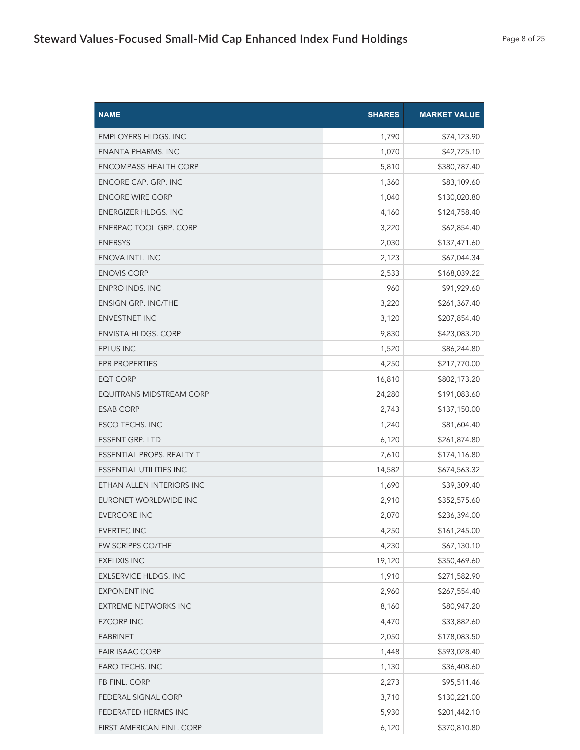| NAME | SHARES | MARKET VALUE |
| --- | --- | --- |
| EMPLOYERS HLDGS. INC | 1,790 | $74,123.90 |
| ENANTA PHARMS. INC | 1,070 | $42,725.10 |
| ENCOMPASS HEALTH CORP | 5,810 | $380,787.40 |
| ENCORE CAP. GRP. INC | 1,360 | $83,109.60 |
| ENCORE WIRE CORP | 1,040 | $130,020.80 |
| ENERGIZER HLDGS. INC | 4,160 | $124,758.40 |
| ENERPAC TOOL GRP. CORP | 3,220 | $62,854.40 |
| ENERSYS | 2,030 | $137,471.60 |
| ENOVA INTL. INC | 2,123 | $67,044.34 |
| ENOVIS CORP | 2,533 | $168,039.22 |
| ENPRO INDS. INC | 960 | $91,929.60 |
| ENSIGN GRP. INC/THE | 3,220 | $261,367.40 |
| ENVESTNET INC | 3,120 | $207,854.40 |
| ENVISTA HLDGS. CORP | 9,830 | $423,083.20 |
| EPLUS INC | 1,520 | $86,244.80 |
| EPR PROPERTIES | 4,250 | $217,770.00 |
| EQT CORP | 16,810 | $802,173.20 |
| EQUITRANS MIDSTREAM CORP | 24,280 | $191,083.60 |
| ESAB CORP | 2,743 | $137,150.00 |
| ESCO TECHS. INC | 1,240 | $81,604.40 |
| ESSENT GRP. LTD | 6,120 | $261,874.80 |
| ESSENTIAL PROPS. REALTY T | 7,610 | $174,116.80 |
| ESSENTIAL UTILITIES INC | 14,582 | $674,563.32 |
| ETHAN ALLEN INTERIORS INC | 1,690 | $39,309.40 |
| EURONET WORLDWIDE INC | 2,910 | $352,575.60 |
| EVERCORE INC | 2,070 | $236,394.00 |
| EVERTEC INC | 4,250 | $161,245.00 |
| EW SCRIPPS CO/THE | 4,230 | $67,130.10 |
| EXELIXIS INC | 19,120 | $350,469.60 |
| EXLSERVICE HLDGS. INC | 1,910 | $271,582.90 |
| EXPONENT INC | 2,960 | $267,554.40 |
| EXTREME NETWORKS INC | 8,160 | $80,947.20 |
| EZCORP INC | 4,470 | $33,882.60 |
| FABRINET | 2,050 | $178,083.50 |
| FAIR ISAAC CORP | 1,448 | $593,028.40 |
| FARO TECHS. INC | 1,130 | $36,408.60 |
| FB FINL. CORP | 2,273 | $95,511.46 |
| FEDERAL SIGNAL CORP | 3,710 | $130,221.00 |
| FEDERATED HERMES INC | 5,930 | $201,442.10 |
| FIRST AMERICAN FINL. CORP | 6,120 | $370,810.80 |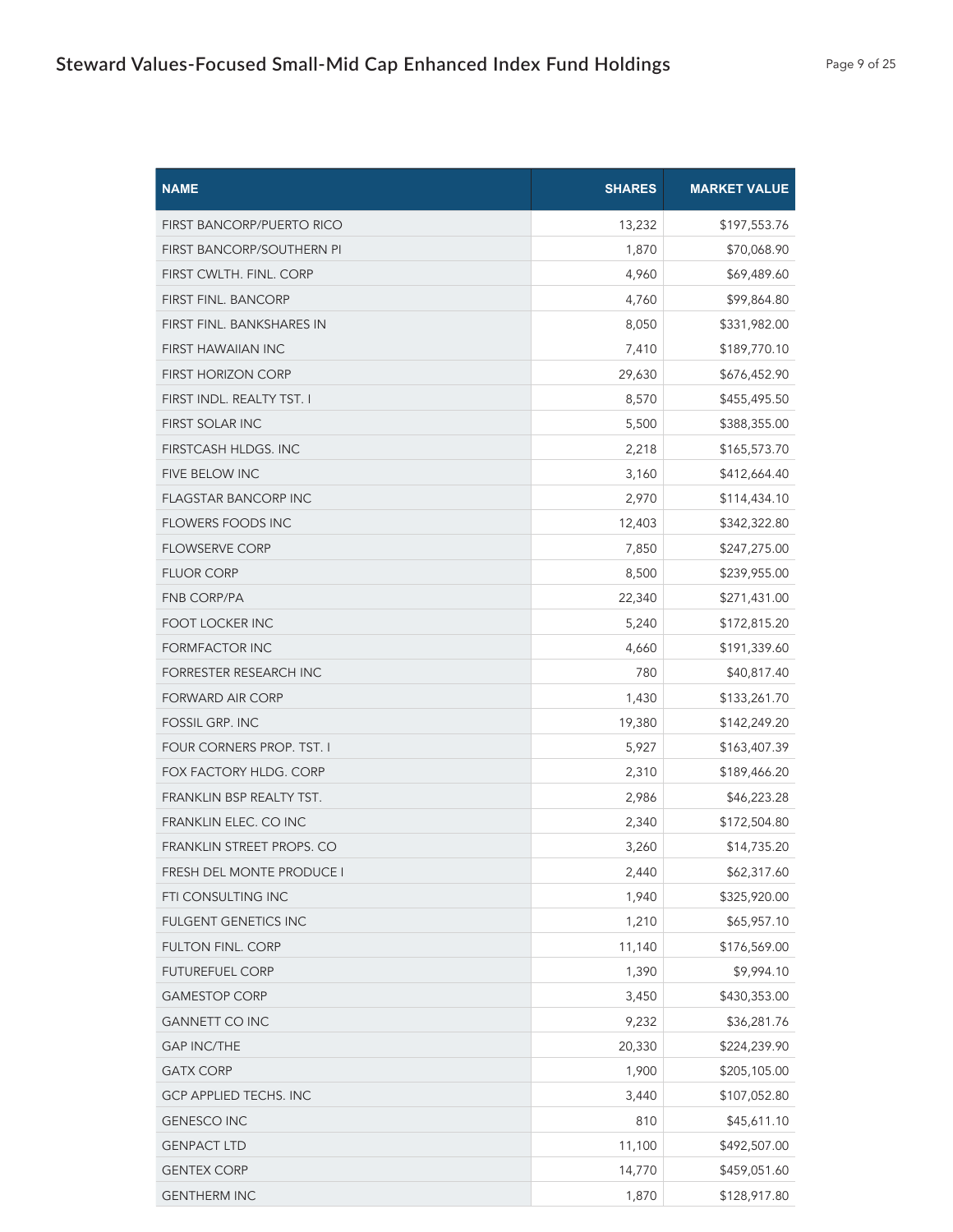# Steward Values-Focused Small-Mid Cap Enhanced Index Fund Holdings

| NAME | SHARES | MARKET VALUE |
|---|---|---|
| FIRST BANCORP/PUERTO RICO | 13,232 | $197,553.76 |
| FIRST BANCORP/SOUTHERN PI | 1,870 | $70,068.90 |
| FIRST CWLTH. FINL. CORP | 4,960 | $69,489.60 |
| FIRST FINL. BANCORP | 4,760 | $99,864.80 |
| FIRST FINL. BANKSHARES IN | 8,050 | $331,982.00 |
| FIRST HAWAIIAN INC | 7,410 | $189,770.10 |
| FIRST HORIZON CORP | 29,630 | $676,452.90 |
| FIRST INDL. REALTY TST. I | 8,570 | $455,495.50 |
| FIRST SOLAR INC | 5,500 | $388,355.00 |
| FIRSTCASH HLDGS. INC | 2,218 | $165,573.70 |
| FIVE BELOW INC | 3,160 | $412,664.40 |
| FLAGSTAR BANCORP INC | 2,970 | $114,434.10 |
| FLOWERS FOODS INC | 12,403 | $342,322.80 |
| FLOWSERVE CORP | 7,850 | $247,275.00 |
| FLUOR CORP | 8,500 | $239,955.00 |
| FNB CORP/PA | 22,340 | $271,431.00 |
| FOOT LOCKER INC | 5,240 | $172,815.20 |
| FORMFACTOR INC | 4,660 | $191,339.60 |
| FORRESTER RESEARCH INC | 780 | $40,817.40 |
| FORWARD AIR CORP | 1,430 | $133,261.70 |
| FOSSIL GRP. INC | 19,380 | $142,249.20 |
| FOUR CORNERS PROP. TST. I | 5,927 | $163,407.39 |
| FOX FACTORY HLDG. CORP | 2,310 | $189,466.20 |
| FRANKLIN BSP REALTY TST. | 2,986 | $46,223.28 |
| FRANKLIN ELEC. CO INC | 2,340 | $172,504.80 |
| FRANKLIN STREET PROPS. CO | 3,260 | $14,735.20 |
| FRESH DEL MONTE PRODUCE I | 2,440 | $62,317.60 |
| FTI CONSULTING INC | 1,940 | $325,920.00 |
| FULGENT GENETICS INC | 1,210 | $65,957.10 |
| FULTON FINL. CORP | 11,140 | $176,569.00 |
| FUTUREFUEL CORP | 1,390 | $9,994.10 |
| GAMESTOP CORP | 3,450 | $430,353.00 |
| GANNETT CO INC | 9,232 | $36,281.76 |
| GAP INC/THE | 20,330 | $224,239.90 |
| GATX CORP | 1,900 | $205,105.00 |
| GCP APPLIED TECHS. INC | 3,440 | $107,052.80 |
| GENESCO INC | 810 | $45,611.10 |
| GENPACT LTD | 11,100 | $492,507.00 |
| GENTEX CORP | 14,770 | $459,051.60 |
| GENTHERM INC | 1,870 | $128,917.80 |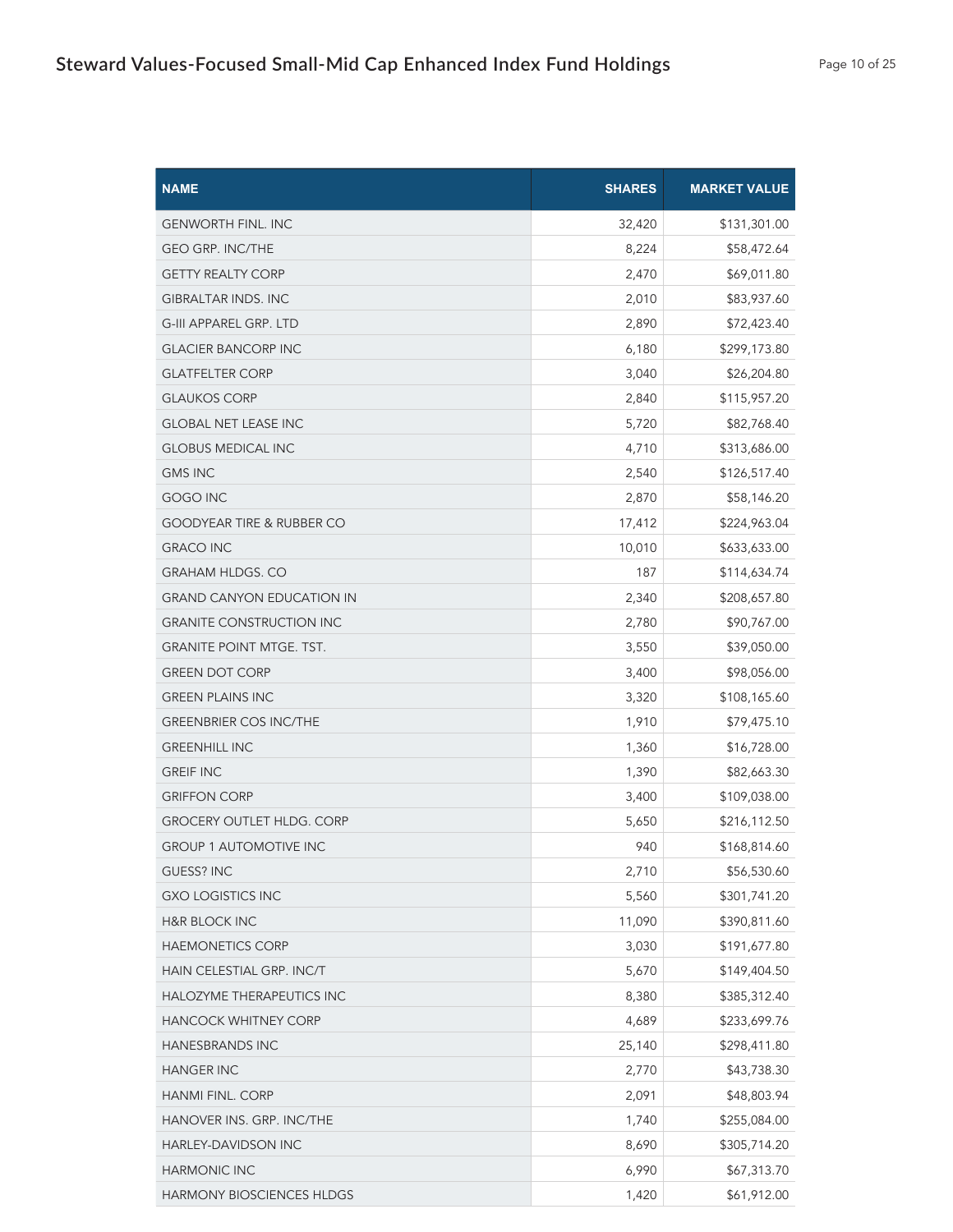## Steward Values-Focused Small-Mid Cap Enhanced Index Fund Holdings

| NAME | SHARES | MARKET VALUE |
|---|---|---|
| GENWORTH FINL. INC | 32,420 | $131,301.00 |
| GEO GRP. INC/THE | 8,224 | $58,472.64 |
| GETTY REALTY CORP | 2,470 | $69,011.80 |
| GIBRALTAR INDS. INC | 2,010 | $83,937.60 |
| G-III APPAREL GRP. LTD | 2,890 | $72,423.40 |
| GLACIER BANCORP INC | 6,180 | $299,173.80 |
| GLATFELTER CORP | 3,040 | $26,204.80 |
| GLAUKOS CORP | 2,840 | $115,957.20 |
| GLOBAL NET LEASE INC | 5,720 | $82,768.40 |
| GLOBUS MEDICAL INC | 4,710 | $313,686.00 |
| GMS INC | 2,540 | $126,517.40 |
| GOGO INC | 2,870 | $58,146.20 |
| GOODYEAR TIRE & RUBBER CO | 17,412 | $224,963.04 |
| GRACO INC | 10,010 | $633,633.00 |
| GRAHAM HLDGS. CO | 187 | $114,634.74 |
| GRAND CANYON EDUCATION IN | 2,340 | $208,657.80 |
| GRANITE CONSTRUCTION INC | 2,780 | $90,767.00 |
| GRANITE POINT MTGE. TST. | 3,550 | $39,050.00 |
| GREEN DOT CORP | 3,400 | $98,056.00 |
| GREEN PLAINS INC | 3,320 | $108,165.60 |
| GREENBRIER COS INC/THE | 1,910 | $79,475.10 |
| GREENHILL INC | 1,360 | $16,728.00 |
| GREIF INC | 1,390 | $82,663.30 |
| GRIFFON CORP | 3,400 | $109,038.00 |
| GROCERY OUTLET HLDG. CORP | 5,650 | $216,112.50 |
| GROUP 1 AUTOMOTIVE INC | 940 | $168,814.60 |
| GUESS? INC | 2,710 | $56,530.60 |
| GXO LOGISTICS INC | 5,560 | $301,741.20 |
| H&R BLOCK INC | 11,090 | $390,811.60 |
| HAEMONETICS CORP | 3,030 | $191,677.80 |
| HAIN CELESTIAL GRP. INC/T | 5,670 | $149,404.50 |
| HALOZYME THERAPEUTICS INC | 8,380 | $385,312.40 |
| HANCOCK WHITNEY CORP | 4,689 | $233,699.76 |
| HANESBRANDS INC | 25,140 | $298,411.80 |
| HANGER INC | 2,770 | $43,738.30 |
| HANMI FINL. CORP | 2,091 | $48,803.94 |
| HANOVER INS. GRP. INC/THE | 1,740 | $255,084.00 |
| HARLEY-DAVIDSON INC | 8,690 | $305,714.20 |
| HARMONIC INC | 6,990 | $67,313.70 |
| HARMONY BIOSCIENCES HLDGS | 1,420 | $61,912.00 |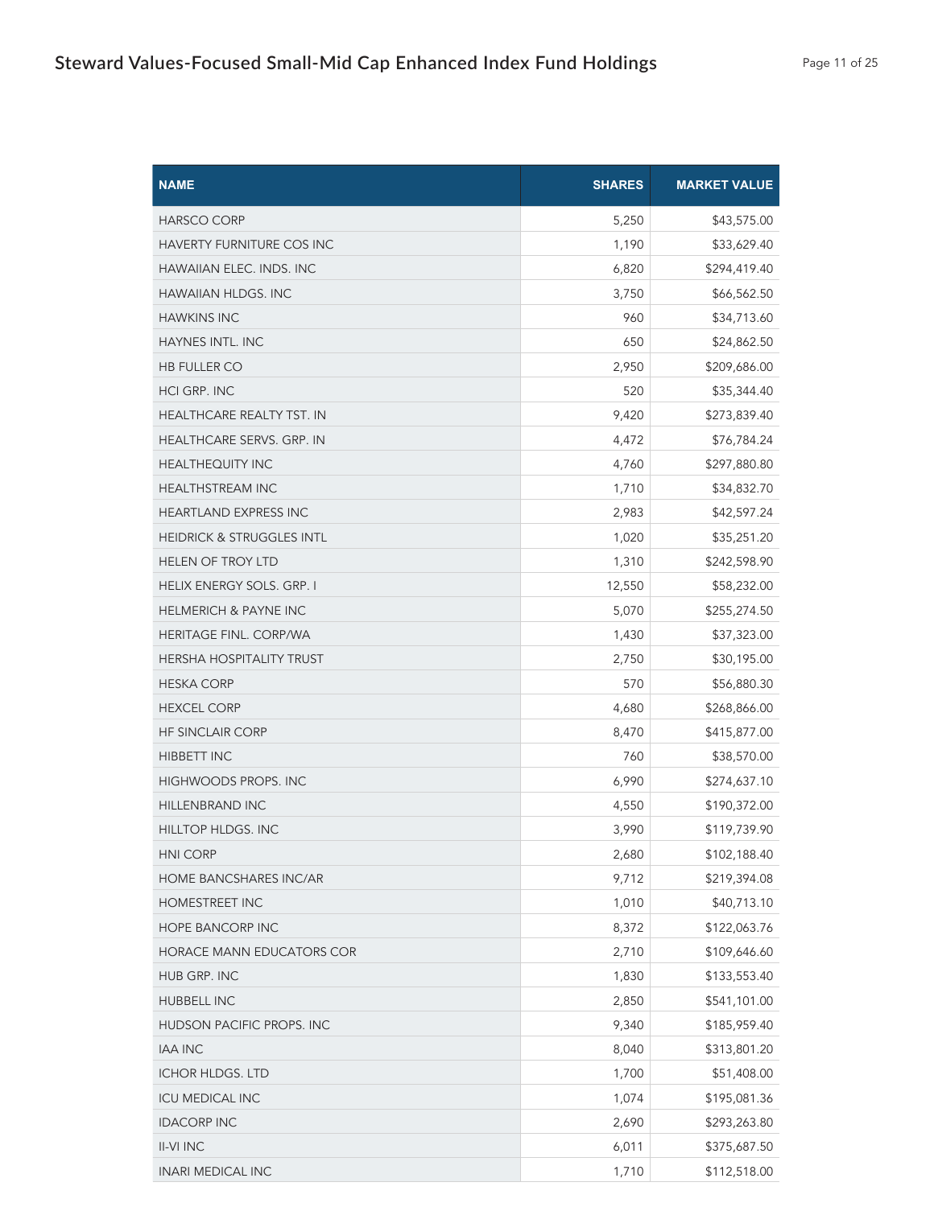| NAME | SHARES | MARKET VALUE |
|---|---:|---:|
| HARSCO CORP | 5,250 | $43,575.00 |
| HAVERTY FURNITURE COS INC | 1,190 | $33,629.40 |
| HAWAIIAN ELEC. INDS. INC | 6,820 | $294,419.40 |
| HAWAIIAN HLDGS. INC | 3,750 | $66,562.50 |
| HAWKINS INC | 960 | $34,713.60 |
| HAYNES INTL. INC | 650 | $24,862.50 |
| HB FULLER CO | 2,950 | $209,686.00 |
| HCI GRP. INC | 520 | $35,344.40 |
| HEALTHCARE REALTY TST. IN | 9,420 | $273,839.40 |
| HEALTHCARE SERVS. GRP. IN | 4,472 | $76,784.24 |
| HEALTHEQUITY INC | 4,760 | $297,880.80 |
| HEALTHSTREAM INC | 1,710 | $34,832.70 |
| HEARTLAND EXPRESS INC | 2,983 | $42,597.24 |
| HEIDRICK & STRUGGLES INTL | 1,020 | $35,251.20 |
| HELEN OF TROY LTD | 1,310 | $242,598.90 |
| HELIX ENERGY SOLS. GRP. I | 12,550 | $58,232.00 |
| HELMERICH & PAYNE INC | 5,070 | $255,274.50 |
| HERITAGE FINL. CORP/WA | 1,430 | $37,323.00 |
| HERSHA HOSPITALITY TRUST | 2,750 | $30,195.00 |
| HESKA CORP | 570 | $56,880.30 |
| HEXCEL CORP | 4,680 | $268,866.00 |
| HF SINCLAIR CORP | 8,470 | $415,877.00 |
| HIBBETT INC | 760 | $38,570.00 |
| HIGHWOODS PROPS. INC | 6,990 | $274,637.10 |
| HILLENBRAND INC | 4,550 | $190,372.00 |
| HILLTOP HLDGS. INC | 3,990 | $119,739.90 |
| HNI CORP | 2,680 | $102,188.40 |
| HOME BANCSHARES INC/AR | 9,712 | $219,394.08 |
| HOMESTREET INC | 1,010 | $40,713.10 |
| HOPE BANCORP INC | 8,372 | $122,063.76 |
| HORACE MANN EDUCATORS COR | 2,710 | $109,646.60 |
| HUB GRP. INC | 1,830 | $133,553.40 |
| HUBBELL INC | 2,850 | $541,101.00 |
| HUDSON PACIFIC PROPS. INC | 9,340 | $185,959.40 |
| IAA INC | 8,040 | $313,801.20 |
| ICHOR HLDGS. LTD | 1,700 | $51,408.00 |
| ICU MEDICAL INC | 1,074 | $195,081.36 |
| IDACORP INC | 2,690 | $293,263.80 |
| II-VI INC | 6,011 | $375,687.50 |
| INARI MEDICAL INC | 1,710 | $112,518.00 |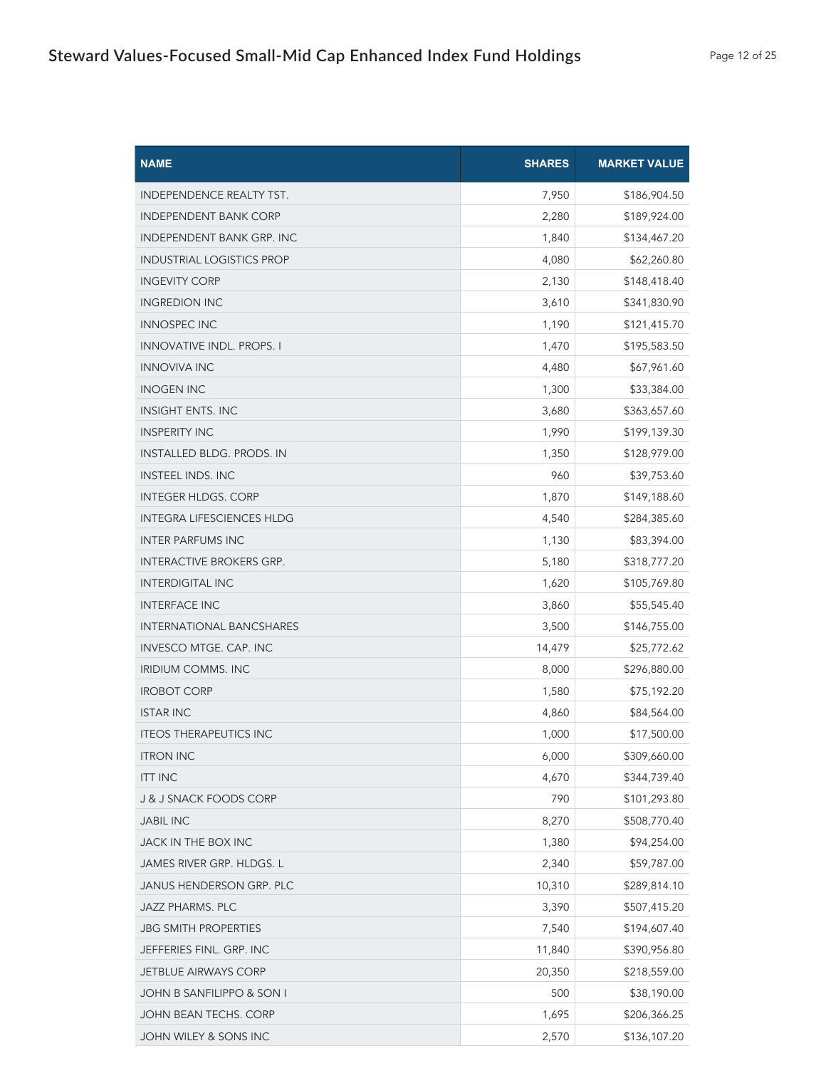| NAME | SHARES | MARKET VALUE |
|---|---:|---:|
| INDEPENDENCE REALTY TST. | 7,950 | $186,904.50 |
| INDEPENDENT BANK CORP | 2,280 | $189,924.00 |
| INDEPENDENT BANK GRP. INC | 1,840 | $134,467.20 |
| INDUSTRIAL LOGISTICS PROP | 4,080 | $62,260.80 |
| INGEVITY CORP | 2,130 | $148,418.40 |
| INGREDION INC | 3,610 | $341,830.90 |
| INNOSPEC INC | 1,190 | $121,415.70 |
| INNOVATIVE INDL. PROPS. I | 1,470 | $195,583.50 |
| INNOVIVA INC | 4,480 | $67,961.60 |
| INOGEN INC | 1,300 | $33,384.00 |
| INSIGHT ENTS. INC | 3,680 | $363,657.60 |
| INSPERITY INC | 1,990 | $199,139.30 |
| INSTALLED BLDG. PRODS. IN | 1,350 | $128,979.00 |
| INSTEEL INDS. INC | 960 | $39,753.60 |
| INTEGER HLDGS. CORP | 1,870 | $149,188.60 |
| INTEGRA LIFESCIENCES HLDG | 4,540 | $284,385.60 |
| INTER PARFUMS INC | 1,130 | $83,394.00 |
| INTERACTIVE BROKERS GRP. | 5,180 | $318,777.20 |
| INTERDIGITAL INC | 1,620 | $105,769.80 |
| INTERFACE INC | 3,860 | $55,545.40 |
| INTERNATIONAL BANCSHARES | 3,500 | $146,755.00 |
| INVESCO MTGE. CAP. INC | 14,479 | $25,772.62 |
| IRIDIUM COMMS. INC | 8,000 | $296,880.00 |
| IROBOT CORP | 1,580 | $75,192.20 |
| ISTAR INC | 4,860 | $84,564.00 |
| ITEOS THERAPEUTICS INC | 1,000 | $17,500.00 |
| ITRON INC | 6,000 | $309,660.00 |
| ITT INC | 4,670 | $344,739.40 |
| J & J SNACK FOODS CORP | 790 | $101,293.80 |
| JABIL INC | 8,270 | $508,770.40 |
| JACK IN THE BOX INC | 1,380 | $94,254.00 |
| JAMES RIVER GRP. HLDGS. L | 2,340 | $59,787.00 |
| JANUS HENDERSON GRP. PLC | 10,310 | $289,814.10 |
| JAZZ PHARMS. PLC | 3,390 | $507,415.20 |
| JBG SMITH PROPERTIES | 7,540 | $194,607.40 |
| JEFFERIES FINL. GRP. INC | 11,840 | $390,956.80 |
| JETBLUE AIRWAYS CORP | 20,350 | $218,559.00 |
| JOHN B SANFILIPPO & SON I | 500 | $38,190.00 |
| JOHN BEAN TECHS. CORP | 1,695 | $206,366.25 |
| JOHN WILEY & SONS INC | 2,570 | $136,107.20 |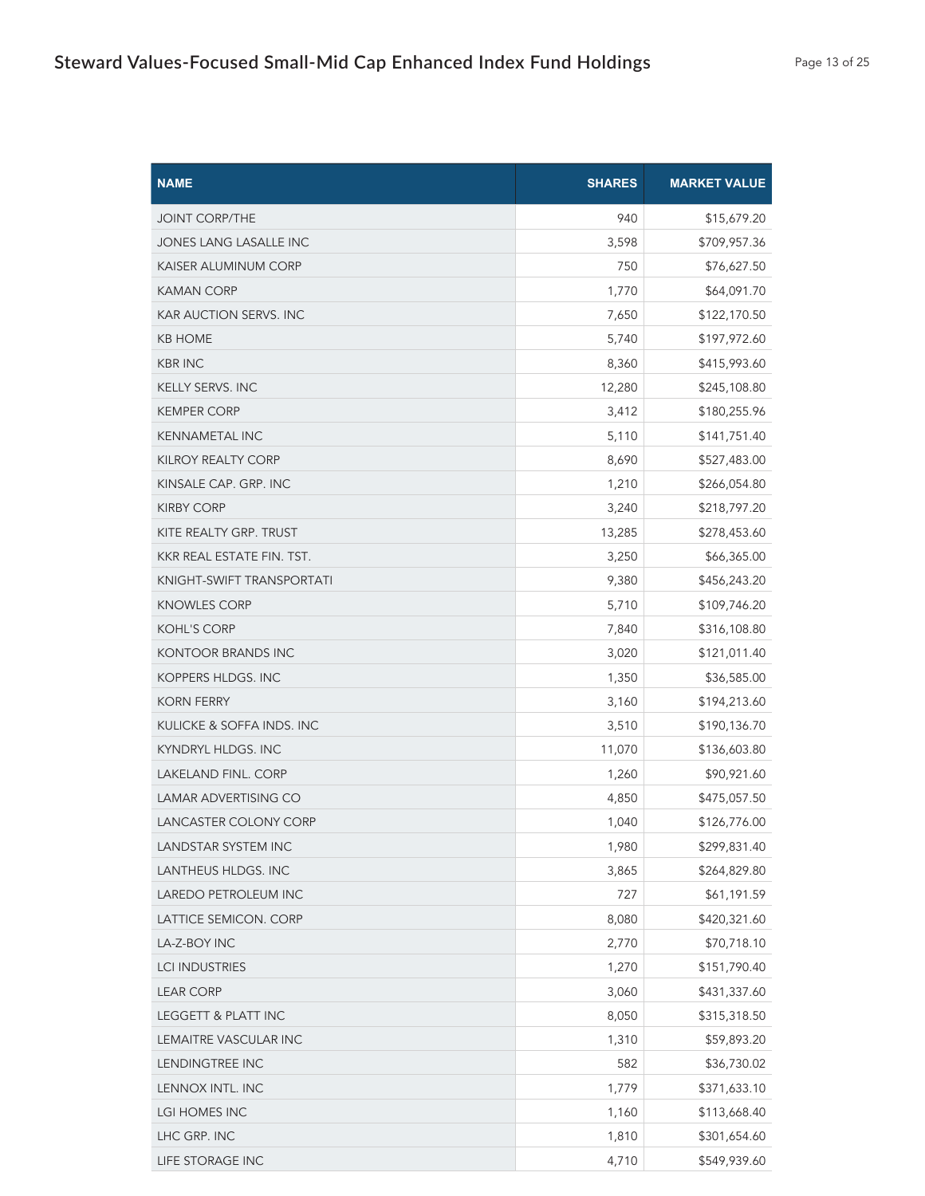# Steward Values-Focused Small-Mid Cap Enhanced Index Fund Holdings

| NAME | SHARES | MARKET VALUE |
| --- | ---: | ---: |
| JOINT CORP/THE | 940 | $15,679.20 |
| JONES LANG LASALLE INC | 3,598 | $709,957.36 |
| KAISER ALUMINUM CORP | 750 | $76,627.50 |
| KAMAN CORP | 1,770 | $64,091.70 |
| KAR AUCTION SERVS. INC | 7,650 | $122,170.50 |
| KB HOME | 5,740 | $197,972.60 |
| KBR INC | 8,360 | $415,993.60 |
| KELLY SERVS. INC | 12,280 | $245,108.80 |
| KEMPER CORP | 3,412 | $180,255.96 |
| KENNAMETAL INC | 5,110 | $141,751.40 |
| KILROY REALTY CORP | 8,690 | $527,483.00 |
| KINSALE CAP. GRP. INC | 1,210 | $266,054.80 |
| KIRBY CORP | 3,240 | $218,797.20 |
| KITE REALTY GRP. TRUST | 13,285 | $278,453.60 |
| KKR REAL ESTATE FIN. TST. | 3,250 | $66,365.00 |
| KNIGHT-SWIFT TRANSPORTATI | 9,380 | $456,243.20 |
| KNOWLES CORP | 5,710 | $109,746.20 |
| KOHL'S CORP | 7,840 | $316,108.80 |
| KONTOOR BRANDS INC | 3,020 | $121,011.40 |
| KOPPERS HLDGS. INC | 1,350 | $36,585.00 |
| KORN FERRY | 3,160 | $194,213.60 |
| KULICKE & SOFFA INDS. INC | 3,510 | $190,136.70 |
| KYNDRYL HLDGS. INC | 11,070 | $136,603.80 |
| LAKELAND FINL. CORP | 1,260 | $90,921.60 |
| LAMAR ADVERTISING CO | 4,850 | $475,057.50 |
| LANCASTER COLONY CORP | 1,040 | $126,776.00 |
| LANDSTAR SYSTEM INC | 1,980 | $299,831.40 |
| LANTHEUS HLDGS. INC | 3,865 | $264,829.80 |
| LAREDO PETROLEUM INC | 727 | $61,191.59 |
| LATTICE SEMICON. CORP | 8,080 | $420,321.60 |
| LA-Z-BOY INC | 2,770 | $70,718.10 |
| LCI INDUSTRIES | 1,270 | $151,790.40 |
| LEAR CORP | 3,060 | $431,337.60 |
| LEGGETT & PLATT INC | 8,050 | $315,318.50 |
| LEMAITRE VASCULAR INC | 1,310 | $59,893.20 |
| LENDINGTREE INC | 582 | $36,730.02 |
| LENNOX INTL. INC | 1,779 | $371,633.10 |
| LGI HOMES INC | 1,160 | $113,668.40 |
| LHC GRP. INC | 1,810 | $301,654.60 |
| LIFE STORAGE INC | 4,710 | $549,939.60 |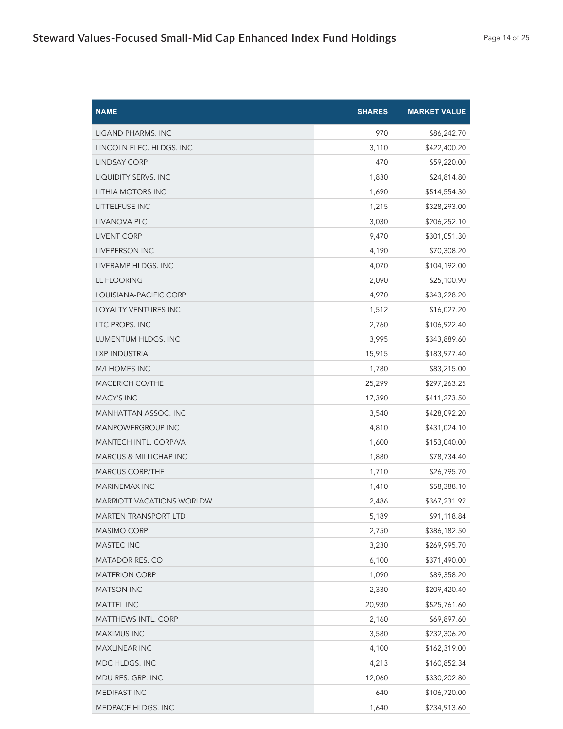## Steward Values-Focused Small-Mid Cap Enhanced Index Fund Holdings

| NAME | SHARES | MARKET VALUE |
|---|---:|---:|
| LIGAND PHARMS. INC | 970 | $86,242.70 |
| LINCOLN ELEC. HLDGS. INC | 3,110 | $422,400.20 |
| LINDSAY CORP | 470 | $59,220.00 |
| LIQUIDITY SERVS. INC | 1,830 | $24,814.80 |
| LITHIA MOTORS INC | 1,690 | $514,554.30 |
| LITTELFUSE INC | 1,215 | $328,293.00 |
| LIVANOVA PLC | 3,030 | $206,252.10 |
| LIVENT CORP | 9,470 | $301,051.30 |
| LIVEPERSON INC | 4,190 | $70,308.20 |
| LIVERAMP HLDGS. INC | 4,070 | $104,192.00 |
| LL FLOORING | 2,090 | $25,100.90 |
| LOUISIANA-PACIFIC CORP | 4,970 | $343,228.20 |
| LOYALTY VENTURES INC | 1,512 | $16,027.20 |
| LTC PROPS. INC | 2,760 | $106,922.40 |
| LUMENTUM HLDGS. INC | 3,995 | $343,889.60 |
| LXP INDUSTRIAL | 15,915 | $183,977.40 |
| M/I HOMES INC | 1,780 | $83,215.00 |
| MACERICH CO/THE | 25,299 | $297,263.25 |
| MACY'S INC | 17,390 | $411,273.50 |
| MANHATTAN ASSOC. INC | 3,540 | $428,092.20 |
| MANPOWERGROUP INC | 4,810 | $431,024.10 |
| MANTECH INTL. CORP/VA | 1,600 | $153,040.00 |
| MARCUS & MILLICHAP INC | 1,880 | $78,734.40 |
| MARCUS CORP/THE | 1,710 | $26,795.70 |
| MARINEMAX INC | 1,410 | $58,388.10 |
| MARRIOTT VACATIONS WORLDW | 2,486 | $367,231.92 |
| MARTEN TRANSPORT LTD | 5,189 | $91,118.84 |
| MASIMO CORP | 2,750 | $386,182.50 |
| MASTEC INC | 3,230 | $269,995.70 |
| MATADOR RES. CO | 6,100 | $371,490.00 |
| MATERION CORP | 1,090 | $89,358.20 |
| MATSON INC | 2,330 | $209,420.40 |
| MATTEL INC | 20,930 | $525,761.60 |
| MATTHEWS INTL. CORP | 2,160 | $69,897.60 |
| MAXIMUS INC | 3,580 | $232,306.20 |
| MAXLINEAR INC | 4,100 | $162,319.00 |
| MDC HLDGS. INC | 4,213 | $160,852.34 |
| MDU RES. GRP. INC | 12,060 | $330,202.80 |
| MEDIFAST INC | 640 | $106,720.00 |
| MEDPACE HLDGS. INC | 1,640 | $234,913.60 |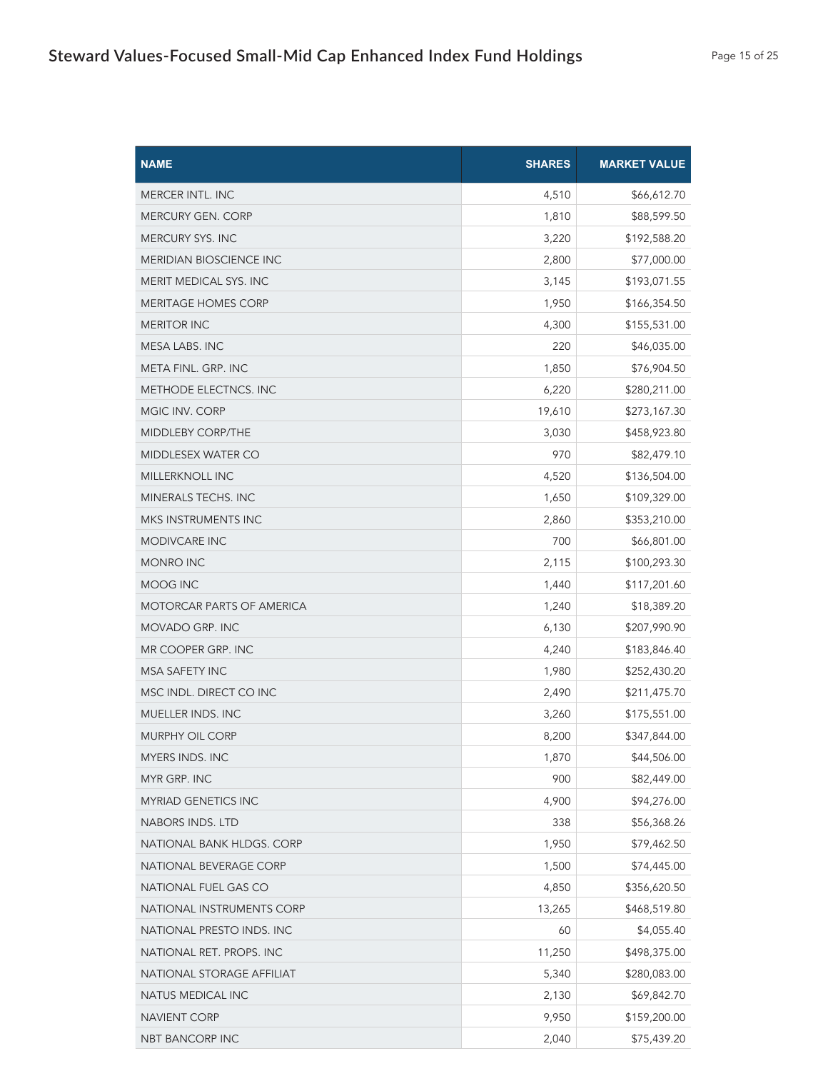| NAME | SHARES | MARKET VALUE |
| --- | ---: | ---: |
| MERCER INTL. INC | 4,510 | $66,612.70 |
| MERCURY GEN. CORP | 1,810 | $88,599.50 |
| MERCURY SYS. INC | 3,220 | $192,588.20 |
| MERIDIAN BIOSCIENCE INC | 2,800 | $77,000.00 |
| MERIT MEDICAL SYS. INC | 3,145 | $193,071.55 |
| MERITAGE HOMES CORP | 1,950 | $166,354.50 |
| MERITOR INC | 4,300 | $155,531.00 |
| MESA LABS. INC | 220 | $46,035.00 |
| META FINL. GRP. INC | 1,850 | $76,904.50 |
| METHODE ELECTNCS. INC | 6,220 | $280,211.00 |
| MGIC INV. CORP | 19,610 | $273,167.30 |
| MIDDLEBY CORP/THE | 3,030 | $458,923.80 |
| MIDDLESEX WATER CO | 970 | $82,479.10 |
| MILLERKNOLL INC | 4,520 | $136,504.00 |
| MINERALS TECHS. INC | 1,650 | $109,329.00 |
| MKS INSTRUMENTS INC | 2,860 | $353,210.00 |
| MODIVCARE INC | 700 | $66,801.00 |
| MONRO INC | 2,115 | $100,293.30 |
| MOOG INC | 1,440 | $117,201.60 |
| MOTORCAR PARTS OF AMERICA | 1,240 | $18,389.20 |
| MOVADO GRP. INC | 6,130 | $207,990.90 |
| MR COOPER GRP. INC | 4,240 | $183,846.40 |
| MSA SAFETY INC | 1,980 | $252,430.20 |
| MSC INDL. DIRECT CO INC | 2,490 | $211,475.70 |
| MUELLER INDS. INC | 3,260 | $175,551.00 |
| MURPHY OIL CORP | 8,200 | $347,844.00 |
| MYERS INDS. INC | 1,870 | $44,506.00 |
| MYR GRP. INC | 900 | $82,449.00 |
| MYRIAD GENETICS INC | 4,900 | $94,276.00 |
| NABORS INDS. LTD | 338 | $56,368.26 |
| NATIONAL BANK HLDGS. CORP | 1,950 | $79,462.50 |
| NATIONAL BEVERAGE CORP | 1,500 | $74,445.00 |
| NATIONAL FUEL GAS CO | 4,850 | $356,620.50 |
| NATIONAL INSTRUMENTS CORP | 13,265 | $468,519.80 |
| NATIONAL PRESTO INDS. INC | 60 | $4,055.40 |
| NATIONAL RET. PROPS. INC | 11,250 | $498,375.00 |
| NATIONAL STORAGE AFFILIAT | 5,340 | $280,083.00 |
| NATUS MEDICAL INC | 2,130 | $69,842.70 |
| NAVIENT CORP | 9,950 | $159,200.00 |
| NBT BANCORP INC | 2,040 | $75,439.20 |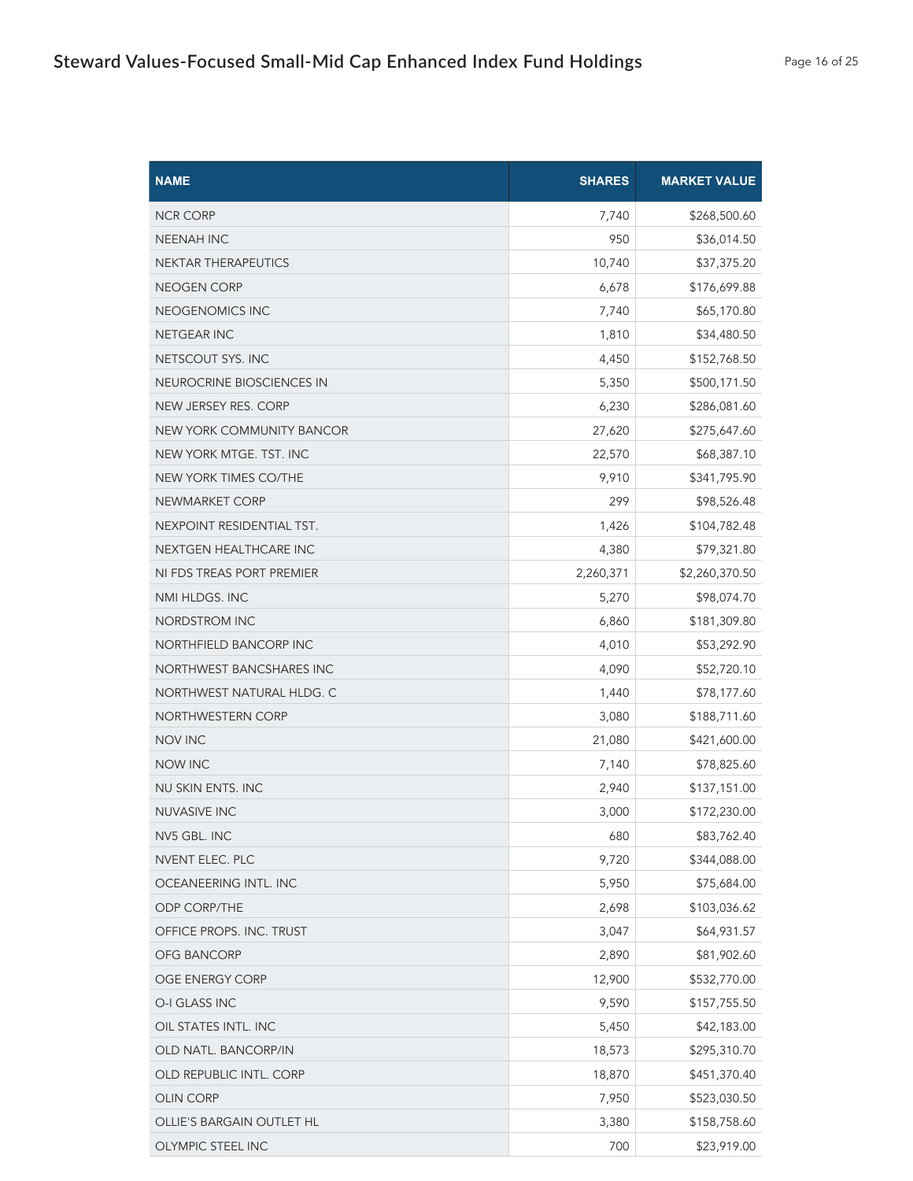# Steward Values-Focused Small-Mid Cap Enhanced Index Fund Holdings

| NAME | SHARES | MARKET VALUE |
|---|---:|---:|
| NCR CORP | 7,740 | $268,500.60 |
| NEENAH INC | 950 | $36,014.50 |
| NEKTAR THERAPEUTICS | 10,740 | $37,375.20 |
| NEOGEN CORP | 6,678 | $176,699.88 |
| NEOGENOMICS INC | 7,740 | $65,170.80 |
| NETGEAR INC | 1,810 | $34,480.50 |
| NETSCOUT SYS. INC | 4,450 | $152,768.50 |
| NEUROCRINE BIOSCIENCES IN | 5,350 | $500,171.50 |
| NEW JERSEY RES. CORP | 6,230 | $286,081.60 |
| NEW YORK COMMUNITY BANCOR | 27,620 | $275,647.60 |
| NEW YORK MTGE. TST. INC | 22,570 | $68,387.10 |
| NEW YORK TIMES CO/THE | 9,910 | $341,795.90 |
| NEWMARKET CORP | 299 | $98,526.48 |
| NEXPOINT RESIDENTIAL TST. | 1,426 | $104,782.48 |
| NEXTGEN HEALTHCARE INC | 4,380 | $79,321.80 |
| NI FDS TREAS PORT PREMIER | 2,260,371 | $2,260,370.50 |
| NMI HLDGS. INC | 5,270 | $98,074.70 |
| NORDSTROM INC | 6,860 | $181,309.80 |
| NORTHFIELD BANCORP INC | 4,010 | $53,292.90 |
| NORTHWEST BANCSHARES INC | 4,090 | $52,720.10 |
| NORTHWEST NATURAL HLDG. C | 1,440 | $78,177.60 |
| NORTHWESTERN CORP | 3,080 | $188,711.60 |
| NOV INC | 21,080 | $421,600.00 |
| NOW INC | 7,140 | $78,825.60 |
| NU SKIN ENTS. INC | 2,940 | $137,151.00 |
| NUVASIVE INC | 3,000 | $172,230.00 |
| NV5 GBL. INC | 680 | $83,762.40 |
| NVENT ELEC. PLC | 9,720 | $344,088.00 |
| OCEANEERING INTL. INC | 5,950 | $75,684.00 |
| ODP CORP/THE | 2,698 | $103,036.62 |
| OFFICE PROPS. INC. TRUST | 3,047 | $64,931.57 |
| OFG BANCORP | 2,890 | $81,902.60 |
| OGE ENERGY CORP | 12,900 | $532,770.00 |
| O-I GLASS INC | 9,590 | $157,755.50 |
| OIL STATES INTL. INC | 5,450 | $42,183.00 |
| OLD NATL. BANCORP/IN | 18,573 | $295,310.70 |
| OLD REPUBLIC INTL. CORP | 18,870 | $451,370.40 |
| OLIN CORP | 7,950 | $523,030.50 |
| OLLIE'S BARGAIN OUTLET HL | 3,380 | $158,758.60 |
| OLYMPIC STEEL INC | 700 | $23,919.00 |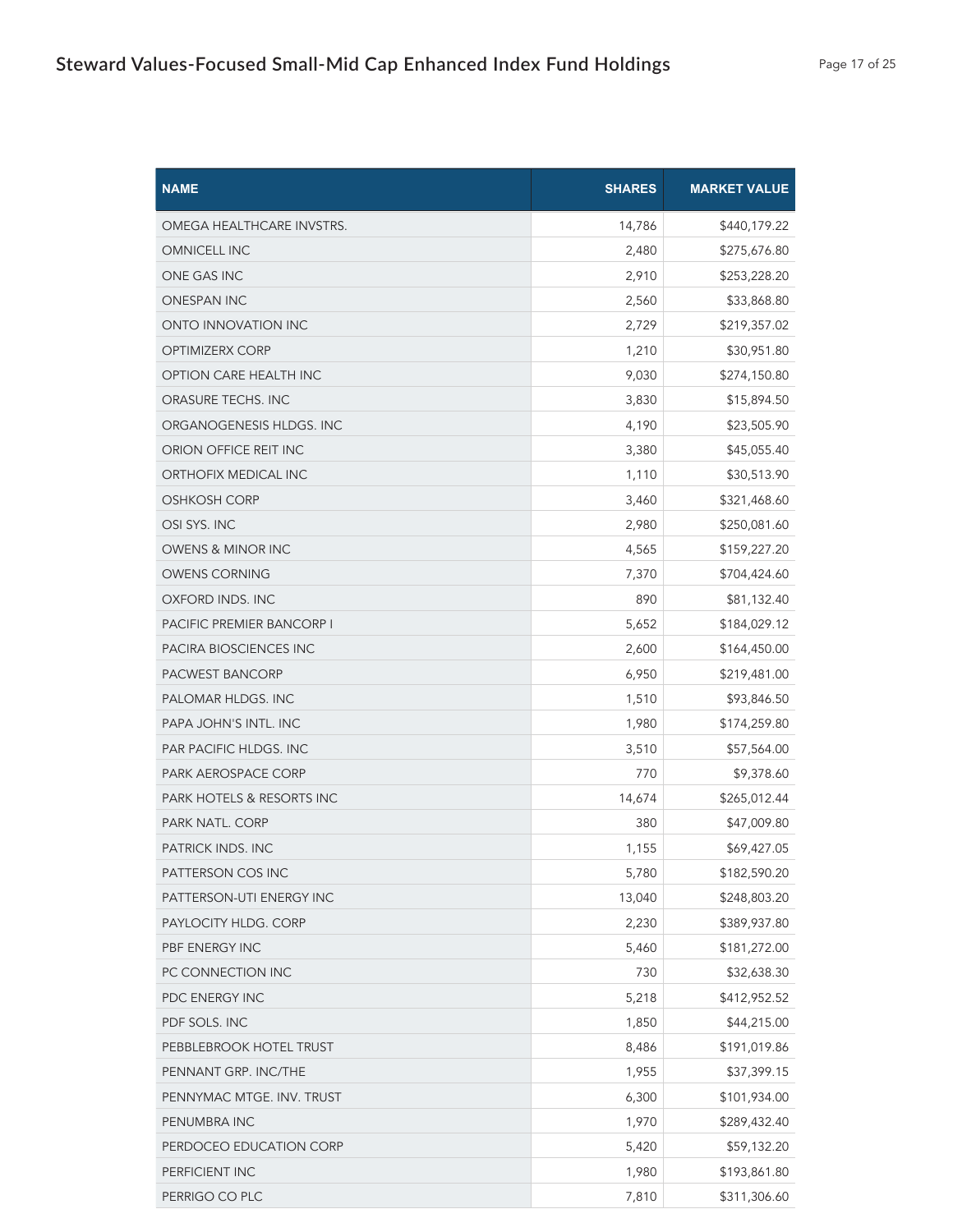| NAME | SHARES | MARKET VALUE |
|---|---|---|
| OMEGA HEALTHCARE INVSTRS. | 14,786 | $440,179.22 |
| OMNICELL INC | 2,480 | $275,676.80 |
| ONE GAS INC | 2,910 | $253,228.20 |
| ONESPAN INC | 2,560 | $33,868.80 |
| ONTO INNOVATION INC | 2,729 | $219,357.02 |
| OPTIMIZERX CORP | 1,210 | $30,951.80 |
| OPTION CARE HEALTH INC | 9,030 | $274,150.80 |
| ORASURE TECHS. INC | 3,830 | $15,894.50 |
| ORGANOGENESIS HLDGS. INC | 4,190 | $23,505.90 |
| ORION OFFICE REIT INC | 3,380 | $45,055.40 |
| ORTHOFIX MEDICAL INC | 1,110 | $30,513.90 |
| OSHKOSH CORP | 3,460 | $321,468.60 |
| OSI SYS. INC | 2,980 | $250,081.60 |
| OWENS & MINOR INC | 4,565 | $159,227.20 |
| OWENS CORNING | 7,370 | $704,424.60 |
| OXFORD INDS. INC | 890 | $81,132.40 |
| PACIFIC PREMIER BANCORP I | 5,652 | $184,029.12 |
| PACIRA BIOSCIENCES INC | 2,600 | $164,450.00 |
| PACWEST BANCORP | 6,950 | $219,481.00 |
| PALOMAR HLDGS. INC | 1,510 | $93,846.50 |
| PAPA JOHN'S INTL. INC | 1,980 | $174,259.80 |
| PAR PACIFIC HLDGS. INC | 3,510 | $57,564.00 |
| PARK AEROSPACE CORP | 770 | $9,378.60 |
| PARK HOTELS & RESORTS INC | 14,674 | $265,012.44 |
| PARK NATL. CORP | 380 | $47,009.80 |
| PATRICK INDS. INC | 1,155 | $69,427.05 |
| PATTERSON COS INC | 5,780 | $182,590.20 |
| PATTERSON-UTI ENERGY INC | 13,040 | $248,803.20 |
| PAYLOCITY HLDG. CORP | 2,230 | $389,937.80 |
| PBF ENERGY INC | 5,460 | $181,272.00 |
| PC CONNECTION INC | 730 | $32,638.30 |
| PDC ENERGY INC | 5,218 | $412,952.52 |
| PDF SOLS. INC | 1,850 | $44,215.00 |
| PEBBLEBROOK HOTEL TRUST | 8,486 | $191,019.86 |
| PENNANT GRP. INC/THE | 1,955 | $37,399.15 |
| PENNYMAC MTGE. INV. TRUST | 6,300 | $101,934.00 |
| PENUMBRA INC | 1,970 | $289,432.40 |
| PERDOCEO EDUCATION CORP | 5,420 | $59,132.20 |
| PERFICIENT INC | 1,980 | $193,861.80 |
| PERRIGO CO PLC | 7,810 | $311,306.60 |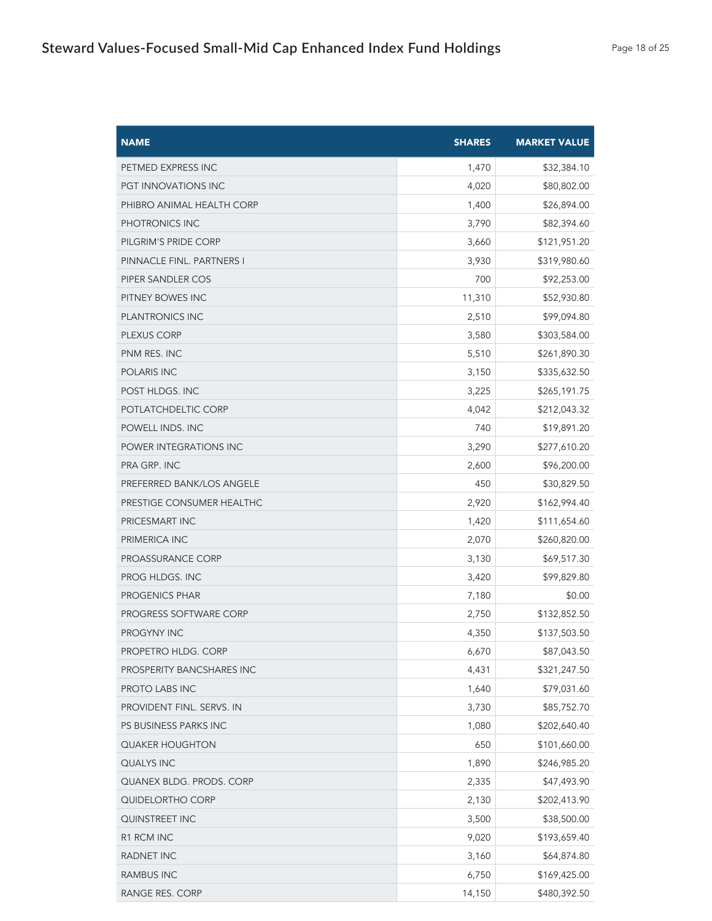# Steward Values-Focused Small-Mid Cap Enhanced Index Fund Holdings

| NAME | SHARES | MARKET VALUE |
|---|---|---|
| PETMED EXPRESS INC | 1,470 | $32,384.10 |
| PGT INNOVATIONS INC | 4,020 | $80,802.00 |
| PHIBRO ANIMAL HEALTH CORP | 1,400 | $26,894.00 |
| PHOTRONICS INC | 3,790 | $82,394.60 |
| PILGRIM'S PRIDE CORP | 3,660 | $121,951.20 |
| PINNACLE FINL. PARTNERS I | 3,930 | $319,980.60 |
| PIPER SANDLER COS | 700 | $92,253.00 |
| PITNEY BOWES INC | 11,310 | $52,930.80 |
| PLANTRONICS INC | 2,510 | $99,094.80 |
| PLEXUS CORP | 3,580 | $303,584.00 |
| PNM RES. INC | 5,510 | $261,890.30 |
| POLARIS INC | 3,150 | $335,632.50 |
| POST HLDGS. INC | 3,225 | $265,191.75 |
| POTLATCHDELTIC CORP | 4,042 | $212,043.32 |
| POWELL INDS. INC | 740 | $19,891.20 |
| POWER INTEGRATIONS INC | 3,290 | $277,610.20 |
| PRA GRP. INC | 2,600 | $96,200.00 |
| PREFERRED BANK/LOS ANGELE | 450 | $30,829.50 |
| PRESTIGE CONSUMER HEALTHC | 2,920 | $162,994.40 |
| PRICESMART INC | 1,420 | $111,654.60 |
| PRIMERICA INC | 2,070 | $260,820.00 |
| PROASSURANCE CORP | 3,130 | $69,517.30 |
| PROG HLDGS. INC | 3,420 | $99,829.80 |
| PROGENICS PHAR | 7,180 | $0.00 |
| PROGRESS SOFTWARE CORP | 2,750 | $132,852.50 |
| PROGYNY INC | 4,350 | $137,503.50 |
| PROPETRO HLDG. CORP | 6,670 | $87,043.50 |
| PROSPERITY BANCSHARES INC | 4,431 | $321,247.50 |
| PROTO LABS INC | 1,640 | $79,031.60 |
| PROVIDENT FINL. SERVS. IN | 3,730 | $85,752.70 |
| PS BUSINESS PARKS INC | 1,080 | $202,640.40 |
| QUAKER HOUGHTON | 650 | $101,660.00 |
| QUALYS INC | 1,890 | $246,985.20 |
| QUANEX BLDG. PRODS. CORP | 2,335 | $47,493.90 |
| QUIDELORTHO CORP | 2,130 | $202,413.90 |
| QUINSTREET INC | 3,500 | $38,500.00 |
| R1 RCM INC | 9,020 | $193,659.40 |
| RADNET INC | 3,160 | $64,874.80 |
| RAMBUS INC | 6,750 | $169,425.00 |
| RANGE RES. CORP | 14,150 | $480,392.50 |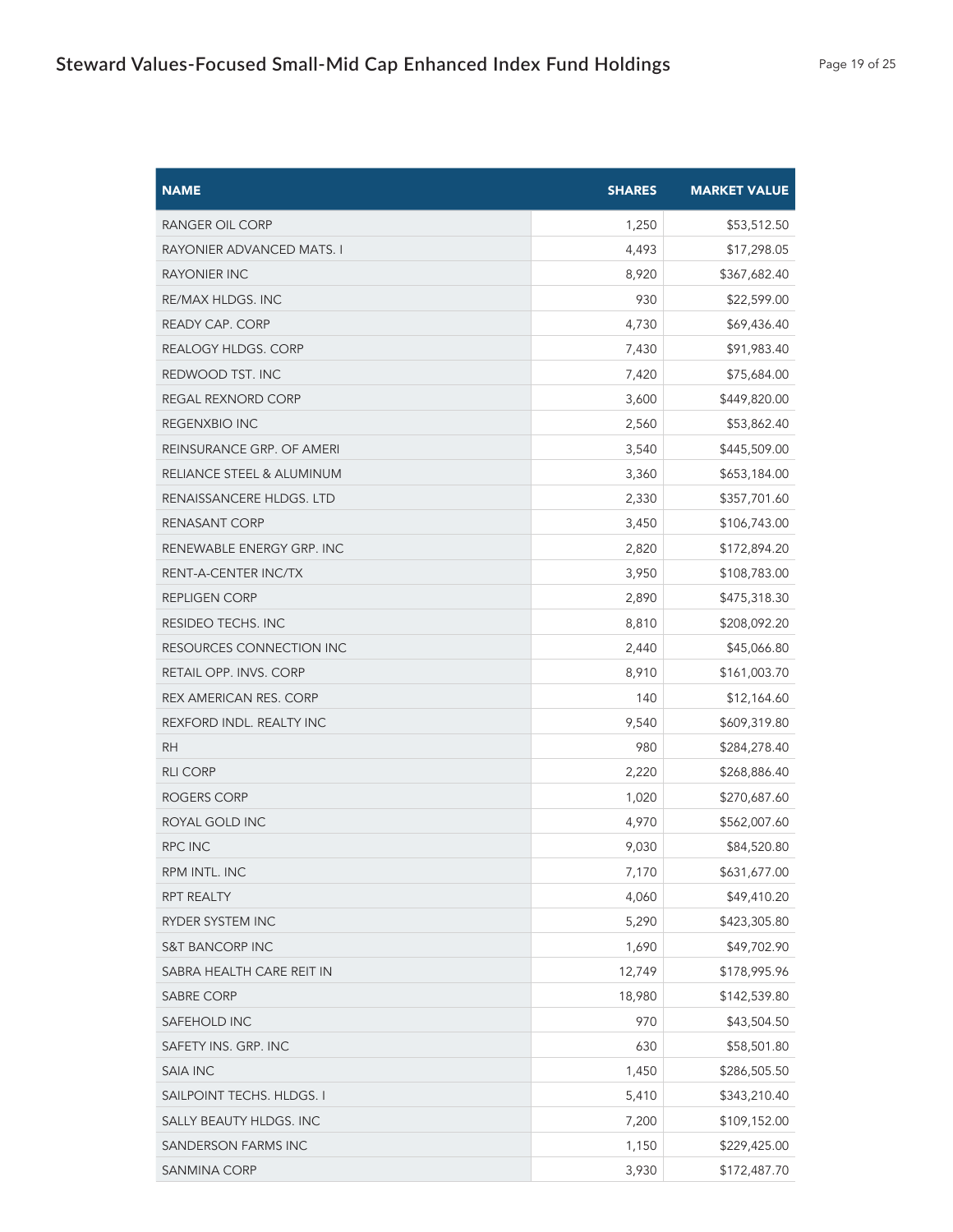| NAME | SHARES | MARKET VALUE |
|---|---|---|
| RANGER OIL CORP | 1,250 | $53,512.50 |
| RAYONIER ADVANCED MATS. I | 4,493 | $17,298.05 |
| RAYONIER INC | 8,920 | $367,682.40 |
| RE/MAX HLDGS. INC | 930 | $22,599.00 |
| READY CAP. CORP | 4,730 | $69,436.40 |
| REALOGY HLDGS. CORP | 7,430 | $91,983.40 |
| REDWOOD TST. INC | 7,420 | $75,684.00 |
| REGAL REXNORD CORP | 3,600 | $449,820.00 |
| REGENXBIO INC | 2,560 | $53,862.40 |
| REINSURANCE GRP. OF AMERI | 3,540 | $445,509.00 |
| RELIANCE STEEL & ALUMINUM | 3,360 | $653,184.00 |
| RENAISSANCERE HLDGS. LTD | 2,330 | $357,701.60 |
| RENASANT CORP | 3,450 | $106,743.00 |
| RENEWABLE ENERGY GRP. INC | 2,820 | $172,894.20 |
| RENT-A-CENTER INC/TX | 3,950 | $108,783.00 |
| REPLIGEN CORP | 2,890 | $475,318.30 |
| RESIDEO TECHS. INC | 8,810 | $208,092.20 |
| RESOURCES CONNECTION INC | 2,440 | $45,066.80 |
| RETAIL OPP. INVS. CORP | 8,910 | $161,003.70 |
| REX AMERICAN RES. CORP | 140 | $12,164.60 |
| REXFORD INDL. REALTY INC | 9,540 | $609,319.80 |
| RH | 980 | $284,278.40 |
| RLI CORP | 2,220 | $268,886.40 |
| ROGERS CORP | 1,020 | $270,687.60 |
| ROYAL GOLD INC | 4,970 | $562,007.60 |
| RPC INC | 9,030 | $84,520.80 |
| RPM INTL. INC | 7,170 | $631,677.00 |
| RPT REALTY | 4,060 | $49,410.20 |
| RYDER SYSTEM INC | 5,290 | $423,305.80 |
| S&T BANCORP INC | 1,690 | $49,702.90 |
| SABRA HEALTH CARE REIT IN | 12,749 | $178,995.96 |
| SABRE CORP | 18,980 | $142,539.80 |
| SAFEHOLD INC | 970 | $43,504.50 |
| SAFETY INS. GRP. INC | 630 | $58,501.80 |
| SAIA INC | 1,450 | $286,505.50 |
| SAILPOINT TECHS. HLDGS. I | 5,410 | $343,210.40 |
| SALLY BEAUTY HLDGS. INC | 7,200 | $109,152.00 |
| SANDERSON FARMS INC | 1,150 | $229,425.00 |
| SANMINA CORP | 3,930 | $172,487.70 |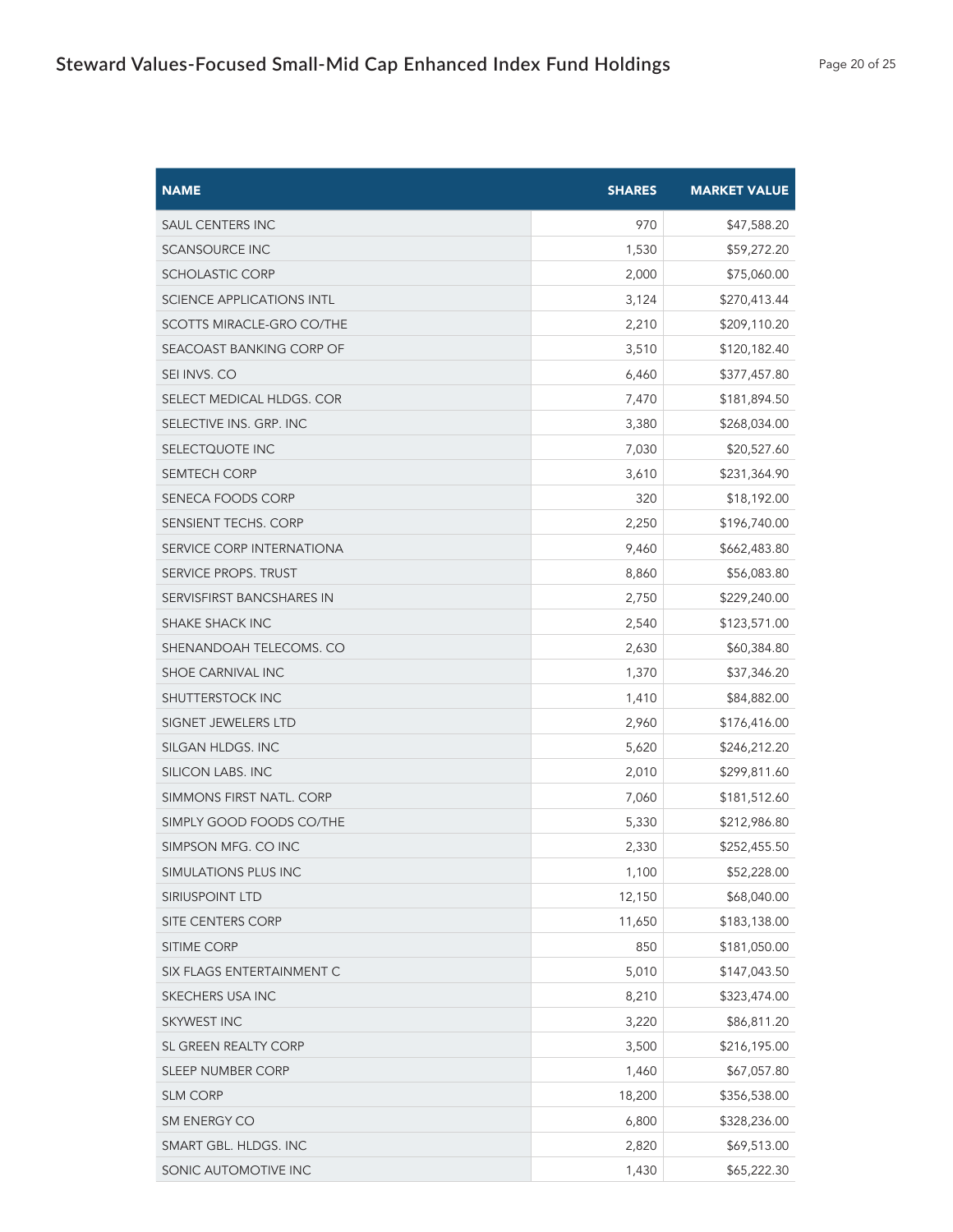| NAME | SHARES | MARKET VALUE |
|---|---|---|
| SAUL CENTERS INC | 970 | $47,588.20 |
| SCANSOURCE INC | 1,530 | $59,272.20 |
| SCHOLASTIC CORP | 2,000 | $75,060.00 |
| SCIENCE APPLICATIONS INTL | 3,124 | $270,413.44 |
| SCOTTS MIRACLE-GRO CO/THE | 2,210 | $209,110.20 |
| SEACOAST BANKING CORP OF | 3,510 | $120,182.40 |
| SEI INVS. CO | 6,460 | $377,457.80 |
| SELECT MEDICAL HLDGS. COR | 7,470 | $181,894.50 |
| SELECTIVE INS. GRP. INC | 3,380 | $268,034.00 |
| SELECTQUOTE INC | 7,030 | $20,527.60 |
| SEMTECH CORP | 3,610 | $231,364.90 |
| SENECA FOODS CORP | 320 | $18,192.00 |
| SENSIENT TECHS. CORP | 2,250 | $196,740.00 |
| SERVICE CORP INTERNATIONA | 9,460 | $662,483.80 |
| SERVICE PROPS. TRUST | 8,860 | $56,083.80 |
| SERVISFIRST BANCSHARES IN | 2,750 | $229,240.00 |
| SHAKE SHACK INC | 2,540 | $123,571.00 |
| SHENANDOAH TELECOMS. CO | 2,630 | $60,384.80 |
| SHOE CARNIVAL INC | 1,370 | $37,346.20 |
| SHUTTERSTOCK INC | 1,410 | $84,882.00 |
| SIGNET JEWELERS LTD | 2,960 | $176,416.00 |
| SILGAN HLDGS. INC | 5,620 | $246,212.20 |
| SILICON LABS. INC | 2,010 | $299,811.60 |
| SIMMONS FIRST NATL. CORP | 7,060 | $181,512.60 |
| SIMPLY GOOD FOODS CO/THE | 5,330 | $212,986.80 |
| SIMPSON MFG. CO INC | 2,330 | $252,455.50 |
| SIMULATIONS PLUS INC | 1,100 | $52,228.00 |
| SIRIUSPOINT LTD | 12,150 | $68,040.00 |
| SITE CENTERS CORP | 11,650 | $183,138.00 |
| SITIME CORP | 850 | $181,050.00 |
| SIX FLAGS ENTERTAINMENT C | 5,010 | $147,043.50 |
| SKECHERS USA INC | 8,210 | $323,474.00 |
| SKYWEST INC | 3,220 | $86,811.20 |
| SL GREEN REALTY CORP | 3,500 | $216,195.00 |
| SLEEP NUMBER CORP | 1,460 | $67,057.80 |
| SLM CORP | 18,200 | $356,538.00 |
| SM ENERGY CO | 6,800 | $328,236.00 |
| SMART GBL. HLDGS. INC | 2,820 | $69,513.00 |
| SONIC AUTOMOTIVE INC | 1,430 | $65,222.30 |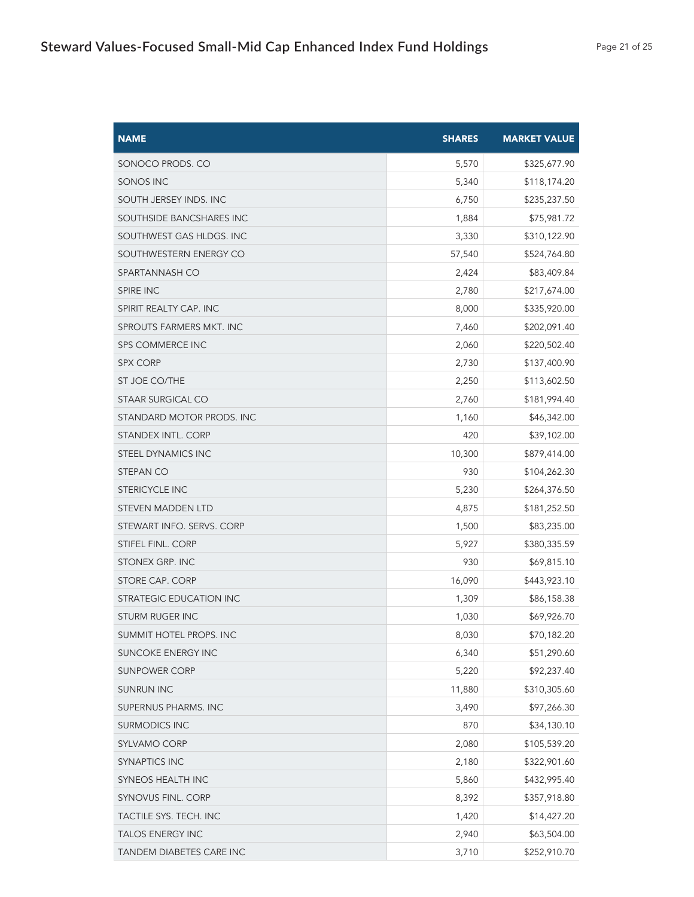| NAME | SHARES | MARKET VALUE |
|---|---|---|
| SONOCO PRODS. CO | 5,570 | $325,677.90 |
| SONOS INC | 5,340 | $118,174.20 |
| SOUTH JERSEY INDS. INC | 6,750 | $235,237.50 |
| SOUTHSIDE BANCSHARES INC | 1,884 | $75,981.72 |
| SOUTHWEST GAS HLDGS. INC | 3,330 | $310,122.90 |
| SOUTHWESTERN ENERGY CO | 57,540 | $524,764.80 |
| SPARTANNASH CO | 2,424 | $83,409.84 |
| SPIRE INC | 2,780 | $217,674.00 |
| SPIRIT REALTY CAP. INC | 8,000 | $335,920.00 |
| SPROUTS FARMERS MKT. INC | 7,460 | $202,091.40 |
| SPS COMMERCE INC | 2,060 | $220,502.40 |
| SPX CORP | 2,730 | $137,400.90 |
| ST JOE CO/THE | 2,250 | $113,602.50 |
| STAAR SURGICAL CO | 2,760 | $181,994.40 |
| STANDARD MOTOR PRODS. INC | 1,160 | $46,342.00 |
| STANDEX INTL. CORP | 420 | $39,102.00 |
| STEEL DYNAMICS INC | 10,300 | $879,414.00 |
| STEPAN CO | 930 | $104,262.30 |
| STERICYCLE INC | 5,230 | $264,376.50 |
| STEVEN MADDEN LTD | 4,875 | $181,252.50 |
| STEWART INFO. SERVS. CORP | 1,500 | $83,235.00 |
| STIFEL FINL. CORP | 5,927 | $380,335.59 |
| STONEX GRP. INC | 930 | $69,815.10 |
| STORE CAP. CORP | 16,090 | $443,923.10 |
| STRATEGIC EDUCATION INC | 1,309 | $86,158.38 |
| STURM RUGER INC | 1,030 | $69,926.70 |
| SUMMIT HOTEL PROPS. INC | 8,030 | $70,182.20 |
| SUNCOKE ENERGY INC | 6,340 | $51,290.60 |
| SUNPOWER CORP | 5,220 | $92,237.40 |
| SUNRUN INC | 11,880 | $310,305.60 |
| SUPERNUS PHARMS. INC | 3,490 | $97,266.30 |
| SURMODICS INC | 870 | $34,130.10 |
| SYLVAMO CORP | 2,080 | $105,539.20 |
| SYNAPTICS INC | 2,180 | $322,901.60 |
| SYNEOS HEALTH INC | 5,860 | $432,995.40 |
| SYNOVUS FINL. CORP | 8,392 | $357,918.80 |
| TACTILE SYS. TECH. INC | 1,420 | $14,427.20 |
| TALOS ENERGY INC | 2,940 | $63,504.00 |
| TANDEM DIABETES CARE INC | 3,710 | $252,910.70 |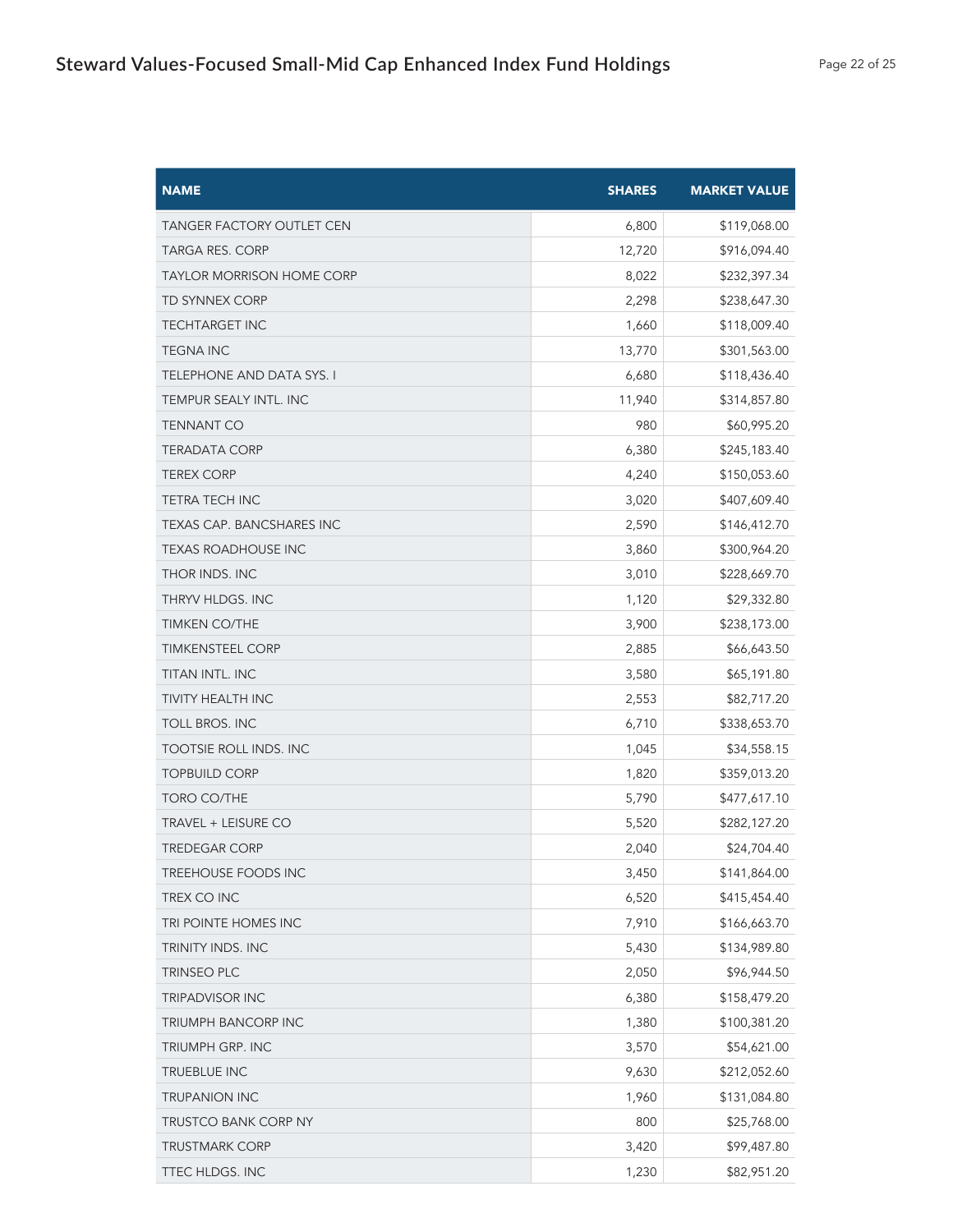## Steward Values-Focused Small-Mid Cap Enhanced Index Fund Holdings

| NAME | SHARES | MARKET VALUE |
|---|---|---|
| TANGER FACTORY OUTLET CEN | 6,800 | $119,068.00 |
| TARGA RES. CORP | 12,720 | $916,094.40 |
| TAYLOR MORRISON HOME CORP | 8,022 | $232,397.34 |
| TD SYNNEX CORP | 2,298 | $238,647.30 |
| TECHTARGET INC | 1,660 | $118,009.40 |
| TEGNA INC | 13,770 | $301,563.00 |
| TELEPHONE AND DATA SYS. I | 6,680 | $118,436.40 |
| TEMPUR SEALY INTL. INC | 11,940 | $314,857.80 |
| TENNANT CO | 980 | $60,995.20 |
| TERADATA CORP | 6,380 | $245,183.40 |
| TEREX CORP | 4,240 | $150,053.60 |
| TETRA TECH INC | 3,020 | $407,609.40 |
| TEXAS CAP. BANCSHARES INC | 2,590 | $146,412.70 |
| TEXAS ROADHOUSE INC | 3,860 | $300,964.20 |
| THOR INDS. INC | 3,010 | $228,669.70 |
| THRYV HLDGS. INC | 1,120 | $29,332.80 |
| TIMKEN CO/THE | 3,900 | $238,173.00 |
| TIMKENSTEEL CORP | 2,885 | $66,643.50 |
| TITAN INTL. INC | 3,580 | $65,191.80 |
| TIVITY HEALTH INC | 2,553 | $82,717.20 |
| TOLL BROS. INC | 6,710 | $338,653.70 |
| TOOTSIE ROLL INDS. INC | 1,045 | $34,558.15 |
| TOPBUILD CORP | 1,820 | $359,013.20 |
| TORO CO/THE | 5,790 | $477,617.10 |
| TRAVEL + LEISURE CO | 5,520 | $282,127.20 |
| TREDEGAR CORP | 2,040 | $24,704.40 |
| TREEHOUSE FOODS INC | 3,450 | $141,864.00 |
| TREX CO INC | 6,520 | $415,454.40 |
| TRI POINTE HOMES INC | 7,910 | $166,663.70 |
| TRINITY INDS. INC | 5,430 | $134,989.80 |
| TRINSEO PLC | 2,050 | $96,944.50 |
| TRIPADVISOR INC | 6,380 | $158,479.20 |
| TRIUMPH BANCORP INC | 1,380 | $100,381.20 |
| TRIUMPH GRP. INC | 3,570 | $54,621.00 |
| TRUEBLUE INC | 9,630 | $212,052.60 |
| TRUPANION INC | 1,960 | $131,084.80 |
| TRUSTCO BANK CORP NY | 800 | $25,768.00 |
| TRUSTMARK CORP | 3,420 | $99,487.80 |
| TTEC HLDGS. INC | 1,230 | $82,951.20 |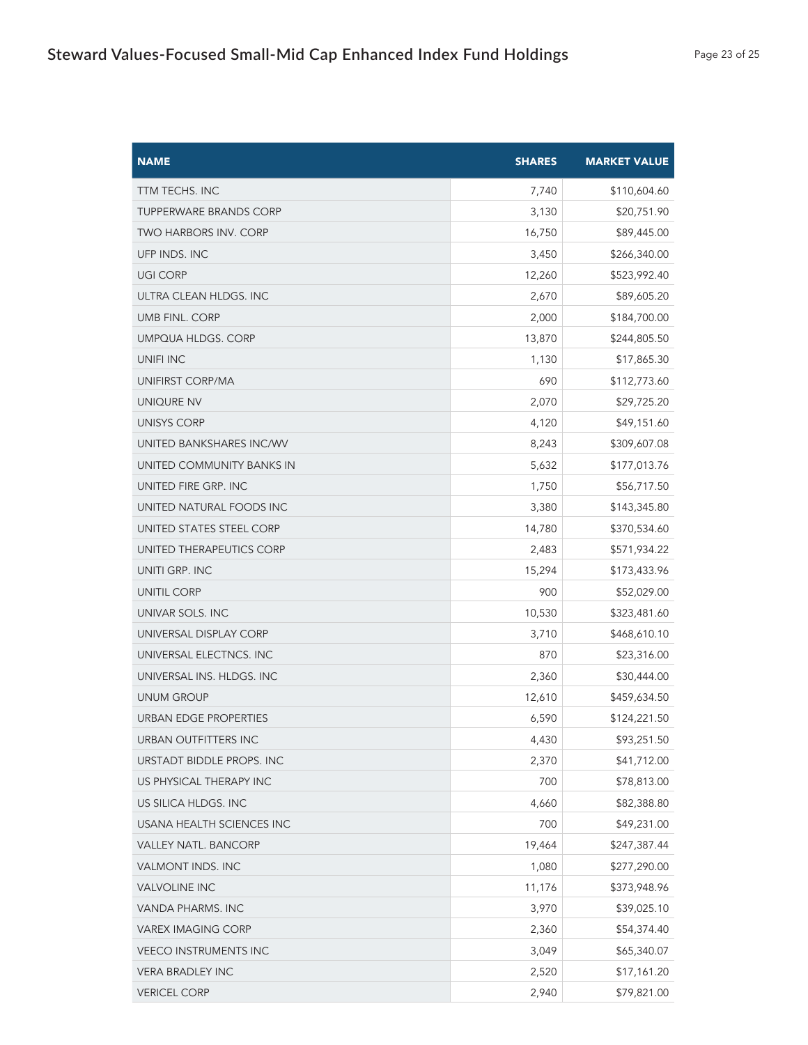| NAME | SHARES | MARKET VALUE |
|---|---|---|
| TTM TECHS. INC | 7,740 | $110,604.60 |
| TUPPERWARE BRANDS CORP | 3,130 | $20,751.90 |
| TWO HARBORS INV. CORP | 16,750 | $89,445.00 |
| UFP INDS. INC | 3,450 | $266,340.00 |
| UGI CORP | 12,260 | $523,992.40 |
| ULTRA CLEAN HLDGS. INC | 2,670 | $89,605.20 |
| UMB FINL. CORP | 2,000 | $184,700.00 |
| UMPQUA HLDGS. CORP | 13,870 | $244,805.50 |
| UNIFI INC | 1,130 | $17,865.30 |
| UNIFIRST CORP/MA | 690 | $112,773.60 |
| UNIQURE NV | 2,070 | $29,725.20 |
| UNISYS CORP | 4,120 | $49,151.60 |
| UNITED BANKSHARES INC/WV | 8,243 | $309,607.08 |
| UNITED COMMUNITY BANKS IN | 5,632 | $177,013.76 |
| UNITED FIRE GRP. INC | 1,750 | $56,717.50 |
| UNITED NATURAL FOODS INC | 3,380 | $143,345.80 |
| UNITED STATES STEEL CORP | 14,780 | $370,534.60 |
| UNITED THERAPEUTICS CORP | 2,483 | $571,934.22 |
| UNITI GRP. INC | 15,294 | $173,433.96 |
| UNITIL CORP | 900 | $52,029.00 |
| UNIVAR SOLS. INC | 10,530 | $323,481.60 |
| UNIVERSAL DISPLAY CORP | 3,710 | $468,610.10 |
| UNIVERSAL ELECTNCS. INC | 870 | $23,316.00 |
| UNIVERSAL INS. HLDGS. INC | 2,360 | $30,444.00 |
| UNUM GROUP | 12,610 | $459,634.50 |
| URBAN EDGE PROPERTIES | 6,590 | $124,221.50 |
| URBAN OUTFITTERS INC | 4,430 | $93,251.50 |
| URSTADT BIDDLE PROPS. INC | 2,370 | $41,712.00 |
| US PHYSICAL THERAPY INC | 700 | $78,813.00 |
| US SILICA HLDGS. INC | 4,660 | $82,388.80 |
| USANA HEALTH SCIENCES INC | 700 | $49,231.00 |
| VALLEY NATL. BANCORP | 19,464 | $247,387.44 |
| VALMONT INDS. INC | 1,080 | $277,290.00 |
| VALVOLINE INC | 11,176 | $373,948.96 |
| VANDA PHARMS. INC | 3,970 | $39,025.10 |
| VAREX IMAGING CORP | 2,360 | $54,374.40 |
| VEECO INSTRUMENTS INC | 3,049 | $65,340.07 |
| VERA BRADLEY INC | 2,520 | $17,161.20 |
| VERICEL CORP | 2,940 | $79,821.00 |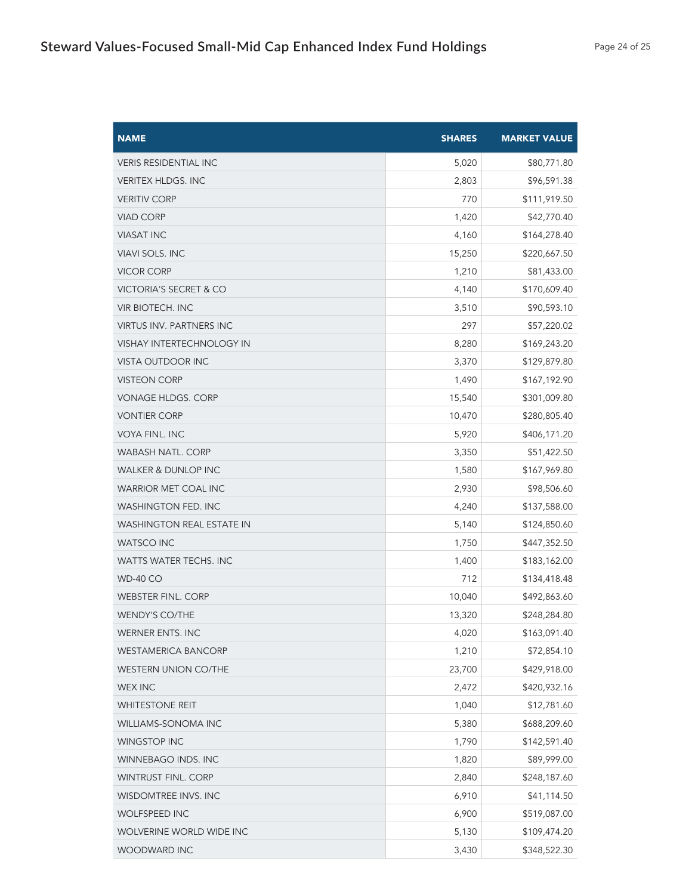| NAME | SHARES | MARKET VALUE |
|---|---|---|
| VERIS RESIDENTIAL INC | 5,020 | $80,771.80 |
| VERITEX HLDGS. INC | 2,803 | $96,591.38 |
| VERITIV CORP | 770 | $111,919.50 |
| VIAD CORP | 1,420 | $42,770.40 |
| VIASAT INC | 4,160 | $164,278.40 |
| VIAVI SOLS. INC | 15,250 | $220,667.50 |
| VICOR CORP | 1,210 | $81,433.00 |
| VICTORIA'S SECRET & CO | 4,140 | $170,609.40 |
| VIR BIOTECH. INC | 3,510 | $90,593.10 |
| VIRTUS INV. PARTNERS INC | 297 | $57,220.02 |
| VISHAY INTERTECHNOLOGY IN | 8,280 | $169,243.20 |
| VISTA OUTDOOR INC | 3,370 | $129,879.80 |
| VISTEON CORP | 1,490 | $167,192.90 |
| VONAGE HLDGS. CORP | 15,540 | $301,009.80 |
| VONTIER CORP | 10,470 | $280,805.40 |
| VOYA FINL. INC | 5,920 | $406,171.20 |
| WABASH NATL. CORP | 3,350 | $51,422.50 |
| WALKER & DUNLOP INC | 1,580 | $167,969.80 |
| WARRIOR MET COAL INC | 2,930 | $98,506.60 |
| WASHINGTON FED. INC | 4,240 | $137,588.00 |
| WASHINGTON REAL ESTATE IN | 5,140 | $124,850.60 |
| WATSCO INC | 1,750 | $447,352.50 |
| WATTS WATER TECHS. INC | 1,400 | $183,162.00 |
| WD-40 CO | 712 | $134,418.48 |
| WEBSTER FINL. CORP | 10,040 | $492,863.60 |
| WENDY'S CO/THE | 13,320 | $248,284.80 |
| WERNER ENTS. INC | 4,020 | $163,091.40 |
| WESTAMERICA BANCORP | 1,210 | $72,854.10 |
| WESTERN UNION CO/THE | 23,700 | $429,918.00 |
| WEX INC | 2,472 | $420,932.16 |
| WHITESTONE REIT | 1,040 | $12,781.60 |
| WILLIAMS-SONOMA INC | 5,380 | $688,209.60 |
| WINGSTOP INC | 1,790 | $142,591.40 |
| WINNEBAGO INDS. INC | 1,820 | $89,999.00 |
| WINTRUST FINL. CORP | 2,840 | $248,187.60 |
| WISDOMTREE INVS. INC | 6,910 | $41,114.50 |
| WOLFSPEED INC | 6,900 | $519,087.00 |
| WOLVERINE WORLD WIDE INC | 5,130 | $109,474.20 |
| WOODWARD INC | 3,430 | $348,522.30 |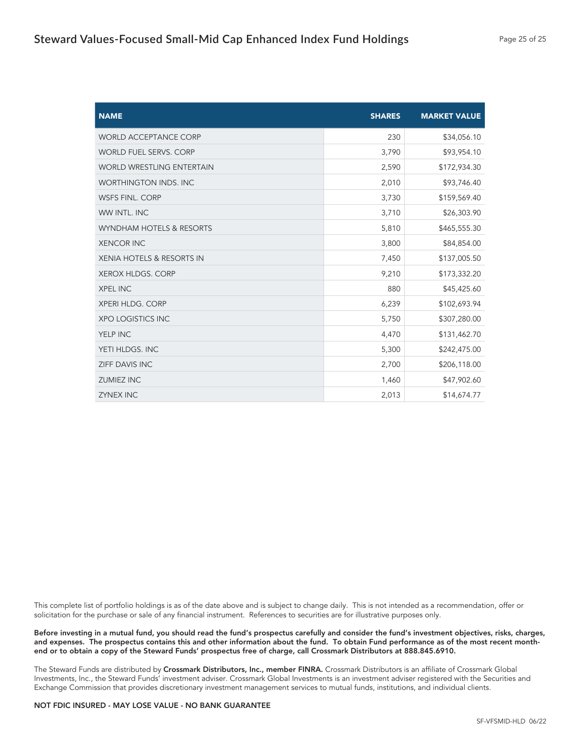# Steward Values-Focused Small-Mid Cap Enhanced Index Fund Holdings

| NAME | SHARES | MARKET VALUE |
|---|---|---|
| WORLD ACCEPTANCE CORP | 230 | $34,056.10 |
| WORLD FUEL SERVS. CORP | 3,790 | $93,954.10 |
| WORLD WRESTLING ENTERTAIN | 2,590 | $172,934.30 |
| WORTHINGTON INDS. INC | 2,010 | $93,746.40 |
| WSFS FINL. CORP | 3,730 | $159,569.40 |
| WW INTL. INC | 3,710 | $26,303.90 |
| WYNDHAM HOTELS & RESORTS | 5,810 | $465,555.30 |
| XENCOR INC | 3,800 | $84,854.00 |
| XENIA HOTELS & RESORTS IN | 7,450 | $137,005.50 |
| XEROX HLDGS. CORP | 9,210 | $173,332.20 |
| XPEL INC | 880 | $45,425.60 |
| XPERI HLDG. CORP | 6,239 | $102,693.94 |
| XPO LOGISTICS INC | 5,750 | $307,280.00 |
| YELP INC | 4,470 | $131,462.70 |
| YETI HLDGS. INC | 5,300 | $242,475.00 |
| ZIFF DAVIS INC | 2,700 | $206,118.00 |
| ZUMIEZ INC | 1,460 | $47,902.60 |
| ZYNEX INC | 2,013 | $14,674.77 |

This complete list of portfolio holdings is as of the date above and is subject to change daily. This is not intended as a recommendation, offer or solicitation for the purchase or sale of any financial instrument. References to securities are for illustrative purposes only.

**Before investing in a mutual fund, you should read the fund's prospectus carefully and consider the fund's investment objectives, risks, charges, and expenses. The prospectus contains this and other information about the fund. To obtain Fund performance as of the most recent month-end or to obtain a copy of the Steward Funds' prospectus free of charge, call Crossmark Distributors at 888.845.6910.**

The Steward Funds are distributed by **Crossmark Distributors, Inc., member FINRA.** Crossmark Distributors is an affiliate of Crossmark Global Investments, Inc., the Steward Funds' investment adviser. Crossmark Global Investments is an investment adviser registered with the Securities and Exchange Commission that provides discretionary investment management services to mutual funds, institutions, and individual clients.

**NOT FDIC INSURED - MAY LOSE VALUE - NO BANK GUARANTEE**

SF-VFSMID-HLD 06/22